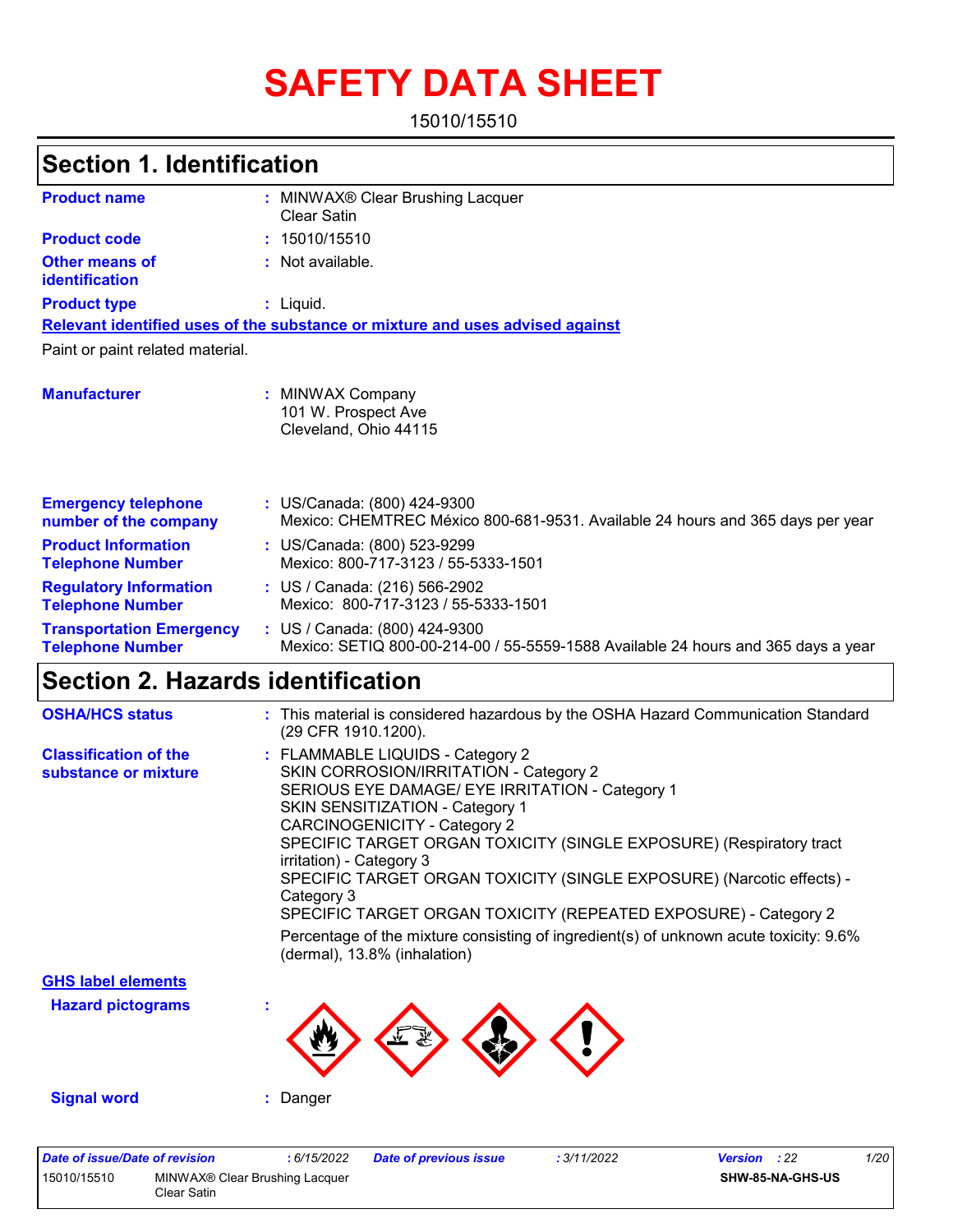# SAFETY DATA SHEET

15010/15510

## Section 1. Identification

| | | |
|---|---|---|
| **Product name** | : | MINWAX® Clear Brushing Lacquer Clear Satin |
| **Product code** | : | 15010/15510 |
| **Other means of identification** | : | Not available. |
| **Product type** | : | Liquid. |

**Relevant identified uses of the substance or mixture and uses advised against**

Paint or paint related material.

| | | |
|---|---|---|
| **Manufacturer** | : | MINWAX Company<br>101 W. Prospect Ave<br>Cleveland, Ohio 44115 |
| **Emergency telephone number of the company** | : | US/Canada: (800) 424-9300<br>Mexico: CHEMTREC México 800-681-9531. Available 24 hours and 365 days per year |
| **Product Information Telephone Number** | : | US/Canada: (800) 523-9299<br>Mexico: 800-717-3123 / 55-5333-1501 |
| **Regulatory Information Telephone Number** | : | US / Canada: (216) 566-2902<br>Mexico: 800-717-3123 / 55-5333-1501 |
| **Transportation Emergency Telephone Number** | : | US / Canada: (800) 424-9300<br>Mexico: SETIQ 800-00-214-00 / 55-5559-1588 Available 24 hours and 365 days a year |

## Section 2. Hazards identification

| | | |
|---|---|---|
| **OSHA/HCS status** | : | This material is considered hazardous by the OSHA Hazard Communication Standard (29 CFR 1910.1200). |
| **Classification of the substance or mixture** | : | FLAMMABLE LIQUIDS - Category 2<br>SKIN CORROSION/IRRITATION - Category 2<br>SERIOUS EYE DAMAGE/ EYE IRRITATION - Category 1<br>SKIN SENSITIZATION - Category 1<br>CARCINOGENICITY - Category 2<br>SPECIFIC TARGET ORGAN TOXICITY (SINGLE EXPOSURE) (Respiratory tract irritation) - Category 3<br>SPECIFIC TARGET ORGAN TOXICITY (SINGLE EXPOSURE) (Narcotic effects) - Category 3<br>SPECIFIC TARGET ORGAN TOXICITY (REPEATED EXPOSURE) - Category 2<br>Percentage of the mixture consisting of ingredient(s) of unknown acute toxicity: 9.6% (dermal), 13.8% (inhalation) |

**GHS label elements**

| | | |
|---|---|---|
| **Hazard pictograms** | : | |
| **Signal word** | : | Danger |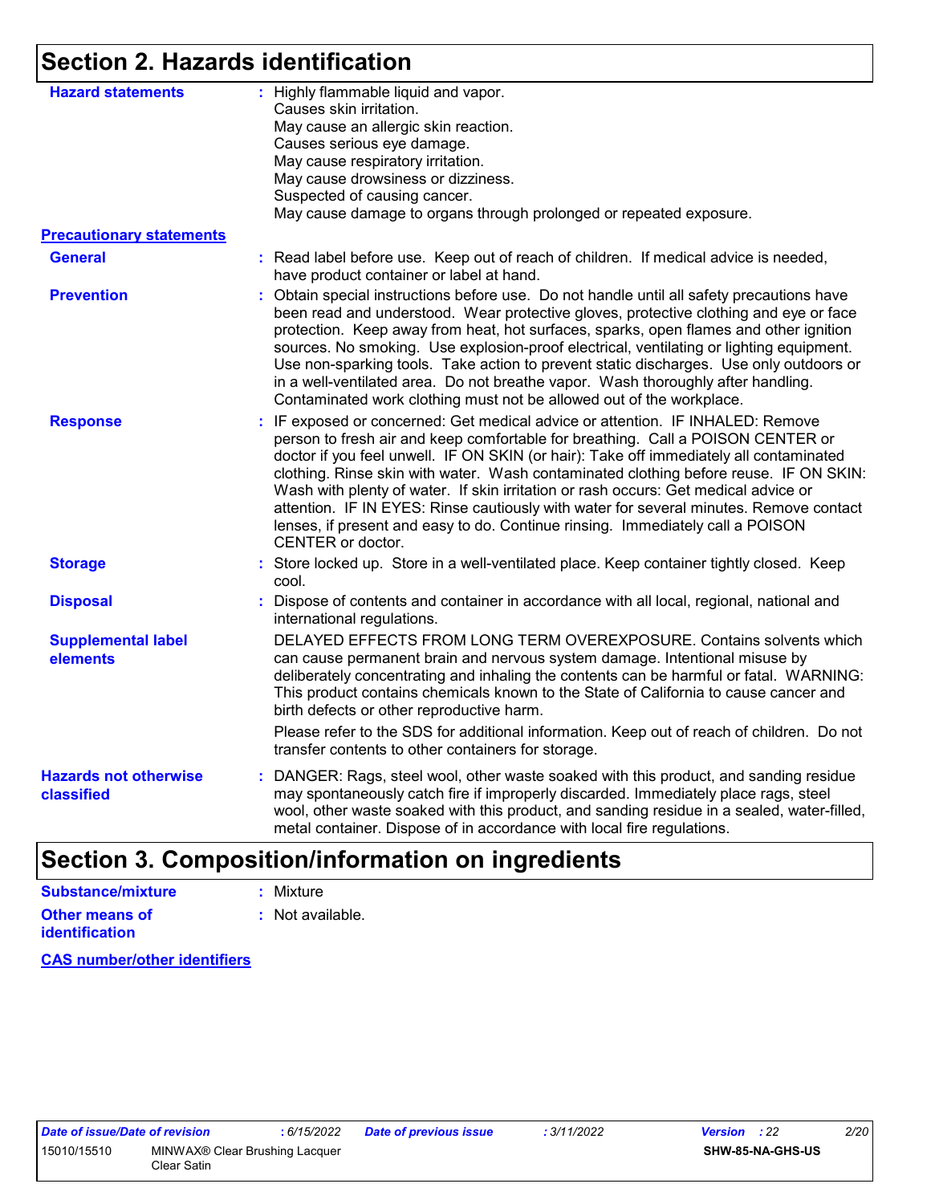## Section 2. Hazards identification

**Hazard statements** : Highly flammable liquid and vapor.
Causes skin irritation.
May cause an allergic skin reaction.
Causes serious eye damage.
May cause respiratory irritation.
May cause drowsiness or dizziness.
Suspected of causing cancer.
May cause damage to organs through prolonged or repeated exposure.

**Precautionary statements**

**General** : Read label before use. Keep out of reach of children. If medical advice is needed, have product container or label at hand.

**Prevention** : Obtain special instructions before use. Do not handle until all safety precautions have been read and understood. Wear protective gloves, protective clothing and eye or face protection. Keep away from heat, hot surfaces, sparks, open flames and other ignition sources. No smoking. Use explosion-proof electrical, ventilating or lighting equipment. Use non-sparking tools. Take action to prevent static discharges. Use only outdoors or in a well-ventilated area. Do not breathe vapor. Wash thoroughly after handling. Contaminated work clothing must not be allowed out of the workplace.

**Response** : IF exposed or concerned: Get medical advice or attention. IF INHALED: Remove person to fresh air and keep comfortable for breathing. Call a POISON CENTER or doctor if you feel unwell. IF ON SKIN (or hair): Take off immediately all contaminated clothing. Rinse skin with water. Wash contaminated clothing before reuse. IF ON SKIN: Wash with plenty of water. If skin irritation or rash occurs: Get medical advice or attention. IF IN EYES: Rinse cautiously with water for several minutes. Remove contact lenses, if present and easy to do. Continue rinsing. Immediately call a POISON CENTER or doctor.

**Storage** : Store locked up. Store in a well-ventilated place. Keep container tightly closed. Keep cool.

**Disposal** : Dispose of contents and container in accordance with all local, regional, national and international regulations.

**Supplemental label elements** DELAYED EFFECTS FROM LONG TERM OVEREXPOSURE. Contains solvents which can cause permanent brain and nervous system damage. Intentional misuse by deliberately concentrating and inhaling the contents can be harmful or fatal. WARNING: This product contains chemicals known to the State of California to cause cancer and birth defects or other reproductive harm.

Please refer to the SDS for additional information. Keep out of reach of children. Do not transfer contents to other containers for storage.

**Hazards not otherwise classified** : DANGER: Rags, steel wool, other waste soaked with this product, and sanding residue may spontaneously catch fire if improperly discarded. Immediately place rags, steel wool, other waste soaked with this product, and sanding residue in a sealed, water-filled, metal container. Dispose of in accordance with local fire regulations.

## Section 3. Composition/information on ingredients

**Substance/mixture** : Mixture

**Other means of identification** : Not available.

**CAS number/other identifiers**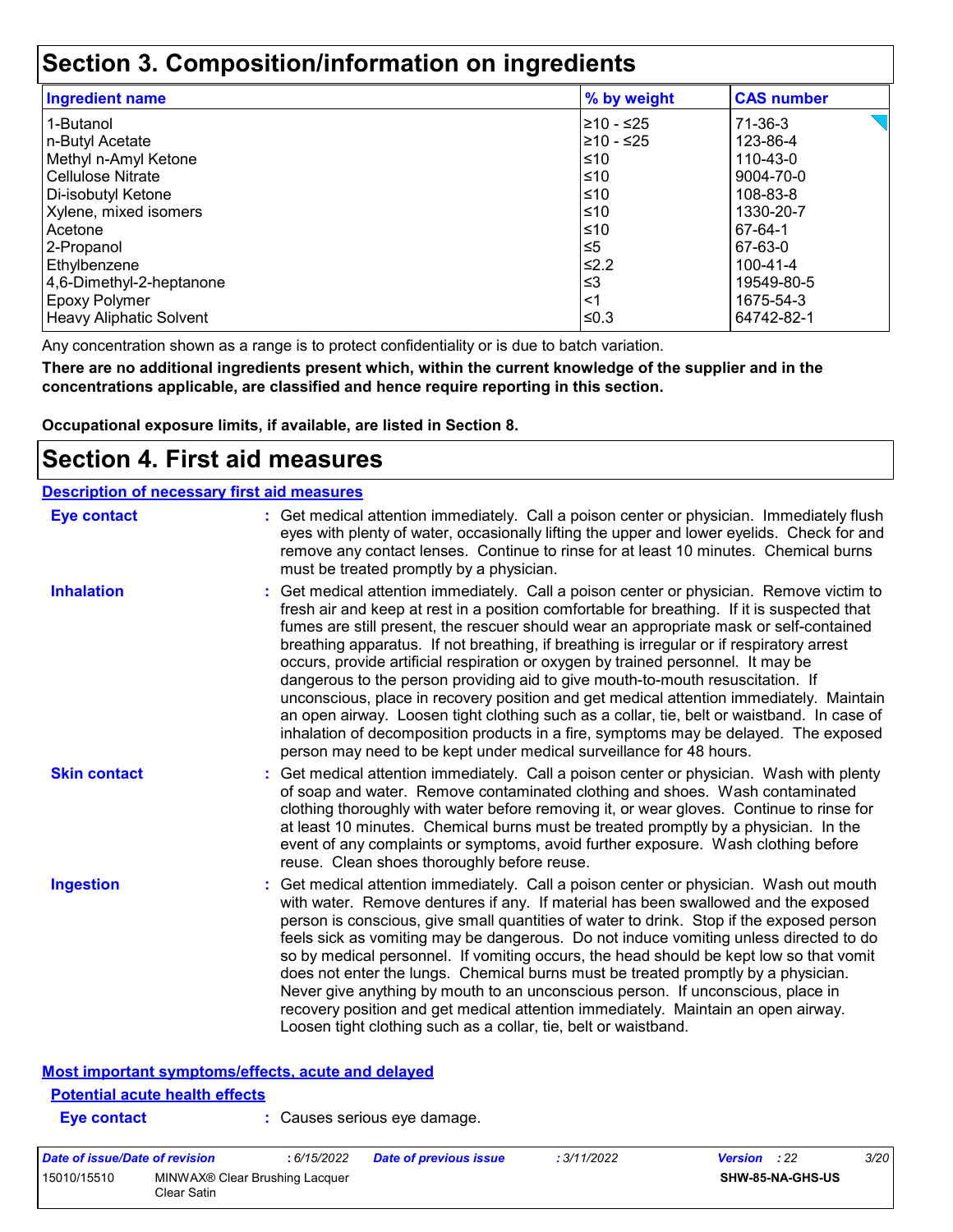## Section 3. Composition/information on ingredients

| Ingredient name | % by weight | CAS number |
|---|---|---|
| 1-Butanol | ≥10 - ≤25 | 71-36-3 |
| n-Butyl Acetate | ≥10 - ≤25 | 123-86-4 |
| Methyl n-Amyl Ketone | ≤10 | 110-43-0 |
| Cellulose Nitrate | ≤10 | 9004-70-0 |
| Di-isobutyl Ketone | ≤10 | 108-83-8 |
| Xylene, mixed isomers | ≤10 | 1330-20-7 |
| Acetone | ≤10 | 67-64-1 |
| 2-Propanol | ≤5 | 67-63-0 |
| Ethylbenzene | ≤2.2 | 100-41-4 |
| 4,6-Dimethyl-2-heptanone | ≤3 | 19549-80-5 |
| Epoxy Polymer | <1 | 1675-54-3 |
| Heavy Aliphatic Solvent | ≤0.3 | 64742-82-1 |

Any concentration shown as a range is to protect confidentiality or is due to batch variation.

**There are no additional ingredients present which, within the current knowledge of the supplier and in the concentrations applicable, are classified and hence require reporting in this section.**

**Occupational exposure limits, if available, are listed in Section 8.**

## Section 4. First aid measures

### Description of necessary first aid measures

**Eye contact** : Get medical attention immediately. Call a poison center or physician. Immediately flush eyes with plenty of water, occasionally lifting the upper and lower eyelids. Check for and remove any contact lenses. Continue to rinse for at least 10 minutes. Chemical burns must be treated promptly by a physician.

**Inhalation** : Get medical attention immediately. Call a poison center or physician. Remove victim to fresh air and keep at rest in a position comfortable for breathing. If it is suspected that fumes are still present, the rescuer should wear an appropriate mask or self-contained breathing apparatus. If not breathing, if breathing is irregular or if respiratory arrest occurs, provide artificial respiration or oxygen by trained personnel. It may be dangerous to the person providing aid to give mouth-to-mouth resuscitation. If unconscious, place in recovery position and get medical attention immediately. Maintain an open airway. Loosen tight clothing such as a collar, tie, belt or waistband. In case of inhalation of decomposition products in a fire, symptoms may be delayed. The exposed person may need to be kept under medical surveillance for 48 hours.

**Skin contact** : Get medical attention immediately. Call a poison center or physician. Wash with plenty of soap and water. Remove contaminated clothing and shoes. Wash contaminated clothing thoroughly with water before removing it, or wear gloves. Continue to rinse for at least 10 minutes. Chemical burns must be treated promptly by a physician. In the event of any complaints or symptoms, avoid further exposure. Wash clothing before reuse. Clean shoes thoroughly before reuse.

**Ingestion** : Get medical attention immediately. Call a poison center or physician. Wash out mouth with water. Remove dentures if any. If material has been swallowed and the exposed person is conscious, give small quantities of water to drink. Stop if the exposed person feels sick as vomiting may be dangerous. Do not induce vomiting unless directed to do so by medical personnel. If vomiting occurs, the head should be kept low so that vomit does not enter the lungs. Chemical burns must be treated promptly by a physician. Never give anything by mouth to an unconscious person. If unconscious, place in recovery position and get medical attention immediately. Maintain an open airway. Loosen tight clothing such as a collar, tie, belt or waistband.

### Most important symptoms/effects, acute and delayed

#### Potential acute health effects

**Eye contact** : Causes serious eye damage.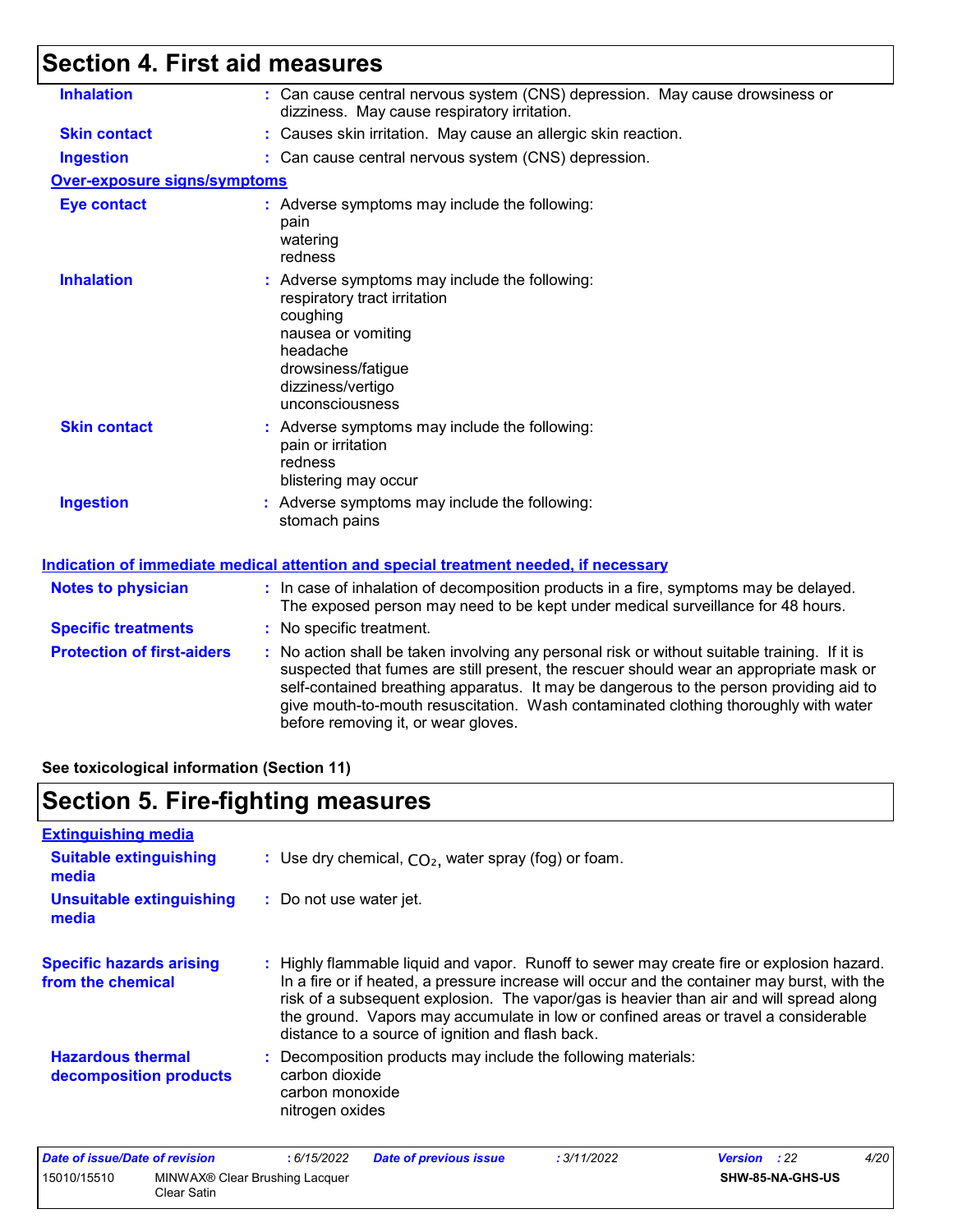## Section 4. First aid measures

| | |
|---|---|
| **Inhalation** | : Can cause central nervous system (CNS) depression. May cause drowsiness or dizziness. May cause respiratory irritation. |
| **Skin contact** | : Causes skin irritation. May cause an allergic skin reaction. |
| **Ingestion** | : Can cause central nervous system (CNS) depression. |

**Over-exposure signs/symptoms**

| | |
|---|---|
| **Eye contact** | : Adverse symptoms may include the following:<br>pain<br>watering<br>redness |
| **Inhalation** | : Adverse symptoms may include the following:<br>respiratory tract irritation<br>coughing<br>nausea or vomiting<br>headache<br>drowsiness/fatigue<br>dizziness/vertigo<br>unconsciousness |
| **Skin contact** | : Adverse symptoms may include the following:<br>pain or irritation<br>redness<br>blistering may occur |
| **Ingestion** | : Adverse symptoms may include the following:<br>stomach pains |

**Indication of immediate medical attention and special treatment needed, if necessary**

| | |
|---|---|
| **Notes to physician** | : In case of inhalation of decomposition products in a fire, symptoms may be delayed. The exposed person may need to be kept under medical surveillance for 48 hours. |
| **Specific treatments** | : No specific treatment. |
| **Protection of first-aiders** | : No action shall be taken involving any personal risk or without suitable training. If it is suspected that fumes are still present, the rescuer should wear an appropriate mask or self-contained breathing apparatus. It may be dangerous to the person providing aid to give mouth-to-mouth resuscitation. Wash contaminated clothing thoroughly with water before removing it, or wear gloves. |

**See toxicological information (Section 11)**

## Section 5. Fire-fighting measures

**Extinguishing media**

| | |
|---|---|
| **Suitable extinguishing media** | : Use dry chemical, $CO_2$, water spray (fog) or foam. |
| **Unsuitable extinguishing media** | : Do not use water jet. |

| | |
|---|---|
| **Specific hazards arising from the chemical** | : Highly flammable liquid and vapor. Runoff to sewer may create fire or explosion hazard. In a fire or if heated, a pressure increase will occur and the container may burst, with the risk of a subsequent explosion. The vapor/gas is heavier than air and will spread along the ground. Vapors may accumulate in low or confined areas or travel a considerable distance to a source of ignition and flash back. |
| **Hazardous thermal decomposition products** | : Decomposition products may include the following materials:<br>carbon dioxide<br>carbon monoxide<br>nitrogen oxides |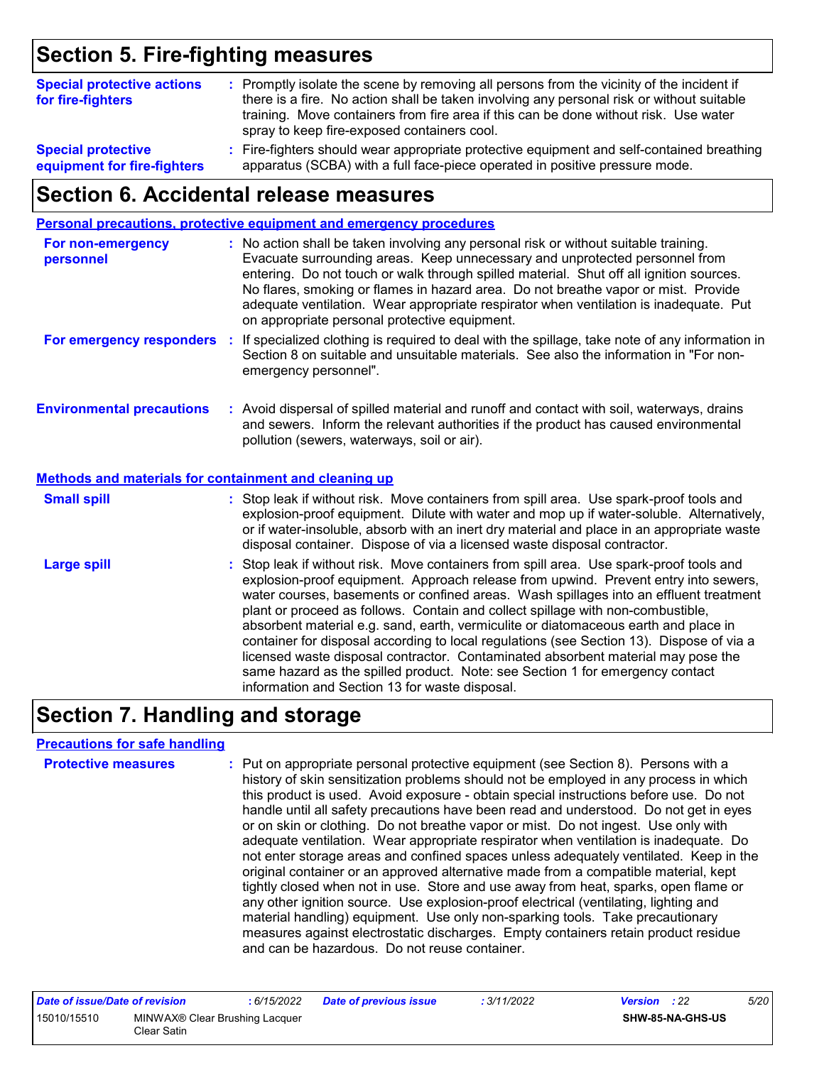## Section 5. Fire-fighting measures

**Special protective actions for fire-fighters** : Promptly isolate the scene by removing all persons from the vicinity of the incident if there is a fire. No action shall be taken involving any personal risk or without suitable training. Move containers from fire area if this can be done without risk. Use water spray to keep fire-exposed containers cool.

**Special protective equipment for fire-fighters** : Fire-fighters should wear appropriate protective equipment and self-contained breathing apparatus (SCBA) with a full face-piece operated in positive pressure mode.

## Section 6. Accidental release measures

### Personal precautions, protective equipment and emergency procedures

**For non-emergency personnel** : No action shall be taken involving any personal risk or without suitable training. Evacuate surrounding areas. Keep unnecessary and unprotected personnel from entering. Do not touch or walk through spilled material. Shut off all ignition sources. No flares, smoking or flames in hazard area. Do not breathe vapor or mist. Provide adequate ventilation. Wear appropriate respirator when ventilation is inadequate. Put on appropriate personal protective equipment.

**For emergency responders** : If specialized clothing is required to deal with the spillage, take note of any information in Section 8 on suitable and unsuitable materials. See also the information in "For non-emergency personnel".

**Environmental precautions** : Avoid dispersal of spilled material and runoff and contact with soil, waterways, drains and sewers. Inform the relevant authorities if the product has caused environmental pollution (sewers, waterways, soil or air).

### Methods and materials for containment and cleaning up

**Small spill** : Stop leak if without risk. Move containers from spill area. Use spark-proof tools and explosion-proof equipment. Dilute with water and mop up if water-soluble. Alternatively, or if water-insoluble, absorb with an inert dry material and place in an appropriate waste disposal container. Dispose of via a licensed waste disposal contractor.

**Large spill** : Stop leak if without risk. Move containers from spill area. Use spark-proof tools and explosion-proof equipment. Approach release from upwind. Prevent entry into sewers, water courses, basements or confined areas. Wash spillages into an effluent treatment plant or proceed as follows. Contain and collect spillage with non-combustible, absorbent material e.g. sand, earth, vermiculite or diatomaceous earth and place in container for disposal according to local regulations (see Section 13). Dispose of via a licensed waste disposal contractor. Contaminated absorbent material may pose the same hazard as the spilled product. Note: see Section 1 for emergency contact information and Section 13 for waste disposal.

## Section 7. Handling and storage

### Precautions for safe handling

**Protective measures** : Put on appropriate personal protective equipment (see Section 8). Persons with a history of skin sensitization problems should not be employed in any process in which this product is used. Avoid exposure - obtain special instructions before use. Do not handle until all safety precautions have been read and understood. Do not get in eyes or on skin or clothing. Do not breathe vapor or mist. Do not ingest. Use only with adequate ventilation. Wear appropriate respirator when ventilation is inadequate. Do not enter storage areas and confined spaces unless adequately ventilated. Keep in the original container or an approved alternative made from a compatible material, kept tightly closed when not in use. Store and use away from heat, sparks, open flame or any other ignition source. Use explosion-proof electrical (ventilating, lighting and material handling) equipment. Use only non-sparking tools. Take precautionary measures against electrostatic discharges. Empty containers retain product residue and can be hazardous. Do not reuse container.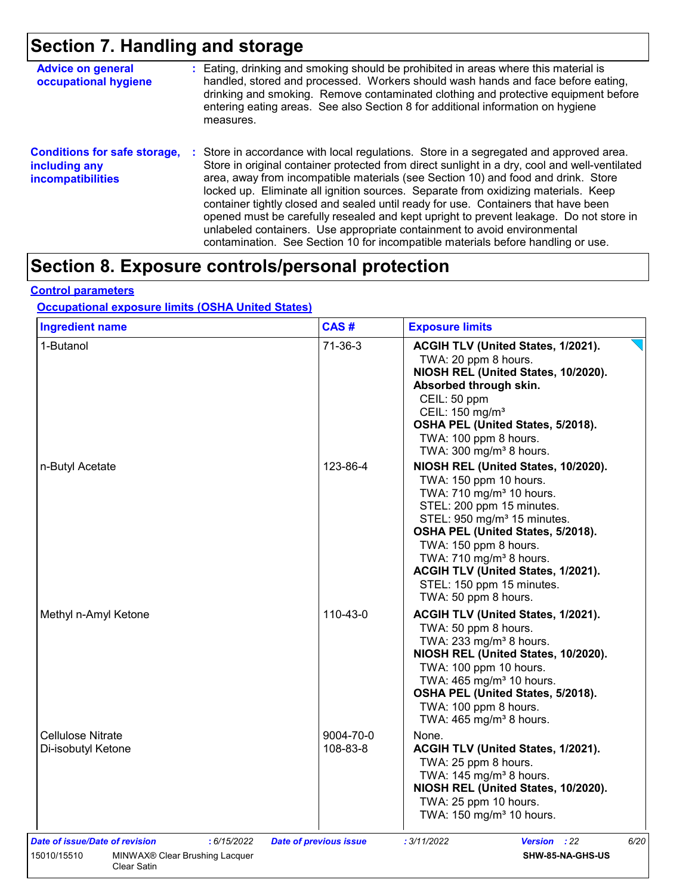# Section 7. Handling and storage

**Advice on general occupational hygiene** : Eating, drinking and smoking should be prohibited in areas where this material is handled, stored and processed. Workers should wash hands and face before eating, drinking and smoking. Remove contaminated clothing and protective equipment before entering eating areas. See also Section 8 for additional information on hygiene measures.

**Conditions for safe storage, including any incompatibilities** : Store in accordance with local regulations. Store in a segregated and approved area. Store in original container protected from direct sunlight in a dry, cool and well-ventilated area, away from incompatible materials (see Section 10) and food and drink. Store locked up. Eliminate all ignition sources. Separate from oxidizing materials. Keep container tightly closed and sealed until ready for use. Containers that have been opened must be carefully resealed and kept upright to prevent leakage. Do not store in unlabeled containers. Use appropriate containment to avoid environmental contamination. See Section 10 for incompatible materials before handling or use.

# Section 8. Exposure controls/personal protection

## Control parameters

### Occupational exposure limits (OSHA United States)

| Ingredient name | CAS # | Exposure limits |
|---|---|---|
| 1-Butanol | 71-36-3 | **ACGIH TLV (United States, 1/2021).**<br>TWA: 20 ppm 8 hours.<br>**NIOSH REL (United States, 10/2020). Absorbed through skin.**<br>CEIL: 50 ppm<br>CEIL: 150 mg/m³<br>**OSHA PEL (United States, 5/2018).**<br>TWA: 100 ppm 8 hours.<br>TWA: 300 mg/m³ 8 hours. |
| n-Butyl Acetate | 123-86-4 | **NIOSH REL (United States, 10/2020).**<br>TWA: 150 ppm 10 hours.<br>TWA: 710 mg/m³ 10 hours.<br>STEL: 200 ppm 15 minutes.<br>STEL: 950 mg/m³ 15 minutes.<br>**OSHA PEL (United States, 5/2018).**<br>TWA: 150 ppm 8 hours.<br>TWA: 710 mg/m³ 8 hours.<br>**ACGIH TLV (United States, 1/2021).**<br>STEL: 150 ppm 15 minutes.<br>TWA: 50 ppm 8 hours. |
| Methyl n-Amyl Ketone | 110-43-0 | **ACGIH TLV (United States, 1/2021).**<br>TWA: 50 ppm 8 hours.<br>TWA: 233 mg/m³ 8 hours.<br>**NIOSH REL (United States, 10/2020).**<br>TWA: 100 ppm 10 hours.<br>TWA: 465 mg/m³ 10 hours.<br>**OSHA PEL (United States, 5/2018).**<br>TWA: 100 ppm 8 hours.<br>TWA: 465 mg/m³ 8 hours. |
| Cellulose Nitrate | 9004-70-0 | None. |
| Di-isobutyl Ketone | 108-83-8 | **ACGIH TLV (United States, 1/2021).**<br>TWA: 25 ppm 8 hours.<br>TWA: 145 mg/m³ 8 hours.<br>**NIOSH REL (United States, 10/2020).**<br>TWA: 25 ppm 10 hours.<br>TWA: 150 mg/m³ 10 hours. |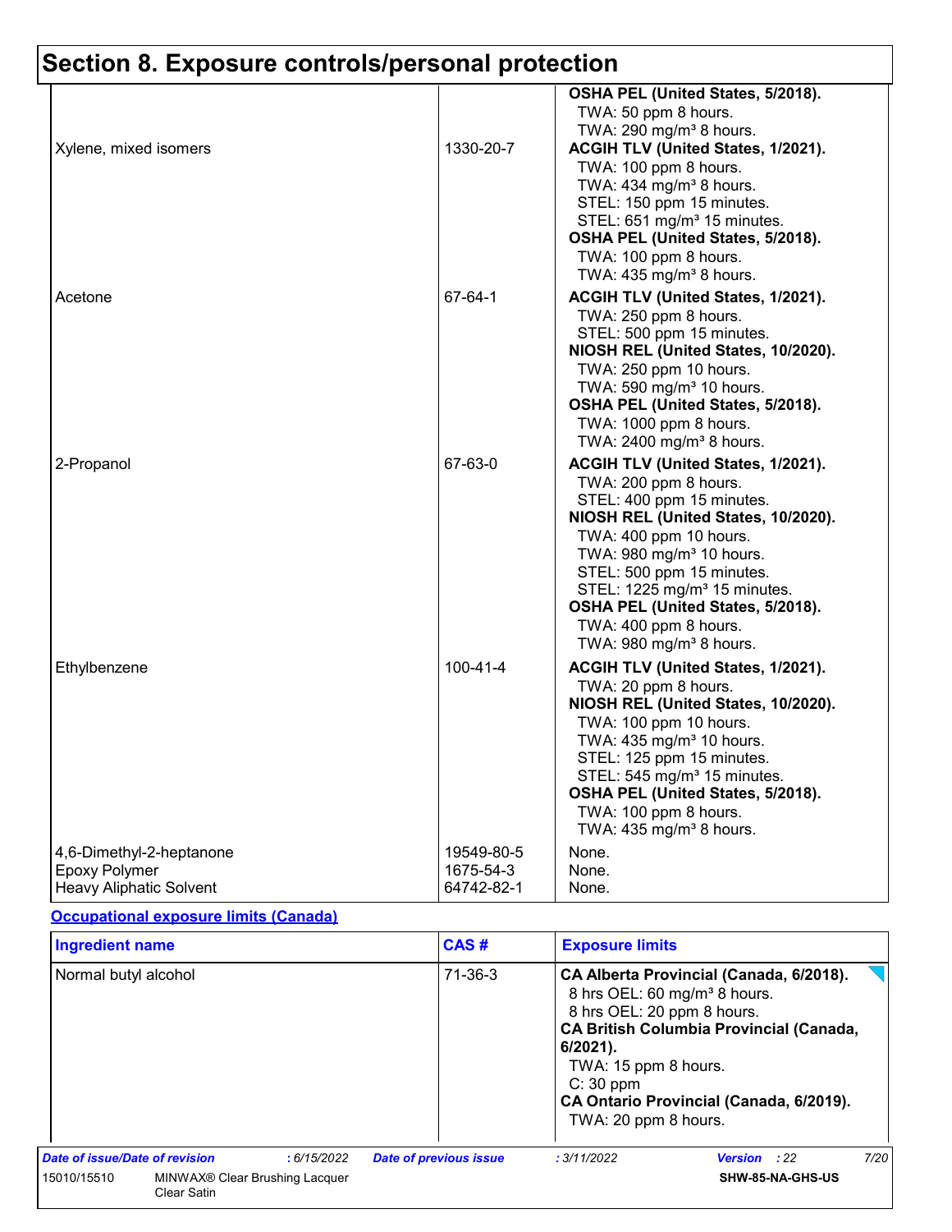# Section 8. Exposure controls/personal protection

| | | |
|---|---|---|
| | | **OSHA PEL (United States, 5/2018).**<br>TWA: 50 ppm 8 hours.<br>TWA: 290 mg/m³ 8 hours. |
| Xylene, mixed isomers | 1330-20-7 | **ACGIH TLV (United States, 1/2021).**<br>TWA: 100 ppm 8 hours.<br>TWA: 434 mg/m³ 8 hours.<br>STEL: 150 ppm 15 minutes.<br>STEL: 651 mg/m³ 15 minutes.<br>**OSHA PEL (United States, 5/2018).**<br>TWA: 100 ppm 8 hours.<br>TWA: 435 mg/m³ 8 hours. |
| Acetone | 67-64-1 | **ACGIH TLV (United States, 1/2021).**<br>TWA: 250 ppm 8 hours.<br>STEL: 500 ppm 15 minutes.<br>**NIOSH REL (United States, 10/2020).**<br>TWA: 250 ppm 10 hours.<br>TWA: 590 mg/m³ 10 hours.<br>**OSHA PEL (United States, 5/2018).**<br>TWA: 1000 ppm 8 hours.<br>TWA: 2400 mg/m³ 8 hours. |
| 2-Propanol | 67-63-0 | **ACGIH TLV (United States, 1/2021).**<br>TWA: 200 ppm 8 hours.<br>STEL: 400 ppm 15 minutes.<br>**NIOSH REL (United States, 10/2020).**<br>TWA: 400 ppm 10 hours.<br>TWA: 980 mg/m³ 10 hours.<br>STEL: 500 ppm 15 minutes.<br>STEL: 1225 mg/m³ 15 minutes.<br>**OSHA PEL (United States, 5/2018).**<br>TWA: 400 ppm 8 hours.<br>TWA: 980 mg/m³ 8 hours. |
| Ethylbenzene | 100-41-4 | **ACGIH TLV (United States, 1/2021).**<br>TWA: 20 ppm 8 hours.<br>**NIOSH REL (United States, 10/2020).**<br>TWA: 100 ppm 10 hours.<br>TWA: 435 mg/m³ 10 hours.<br>STEL: 125 ppm 15 minutes.<br>STEL: 545 mg/m³ 15 minutes.<br>**OSHA PEL (United States, 5/2018).**<br>TWA: 100 ppm 8 hours.<br>TWA: 435 mg/m³ 8 hours. |
| 4,6-Dimethyl-2-heptanone | 19549-80-5 | None. |
| Epoxy Polymer | 1675-54-3 | None. |
| Heavy Aliphatic Solvent | 64742-82-1 | None. |

**Occupational exposure limits (Canada)**

| Ingredient name | CAS # | Exposure limits |
|---|---|---|
| Normal butyl alcohol | 71-36-3 | **CA Alberta Provincial (Canada, 6/2018).**<br>8 hrs OEL: 60 mg/m³ 8 hours.<br>8 hrs OEL: 20 ppm 8 hours.<br>**CA British Columbia Provincial (Canada, 6/2021).**<br>TWA: 15 ppm 8 hours.<br>C: 30 ppm<br>**CA Ontario Provincial (Canada, 6/2019).**<br>TWA: 20 ppm 8 hours. |

*Date of issue/Date of revision* : 6/15/2022 *Date of previous issue* : 3/11/2022 *Version* : 22

15010/15510 MINWAX® Clear Brushing Lacquer Clear Satin SHW-85-NA-GHS-US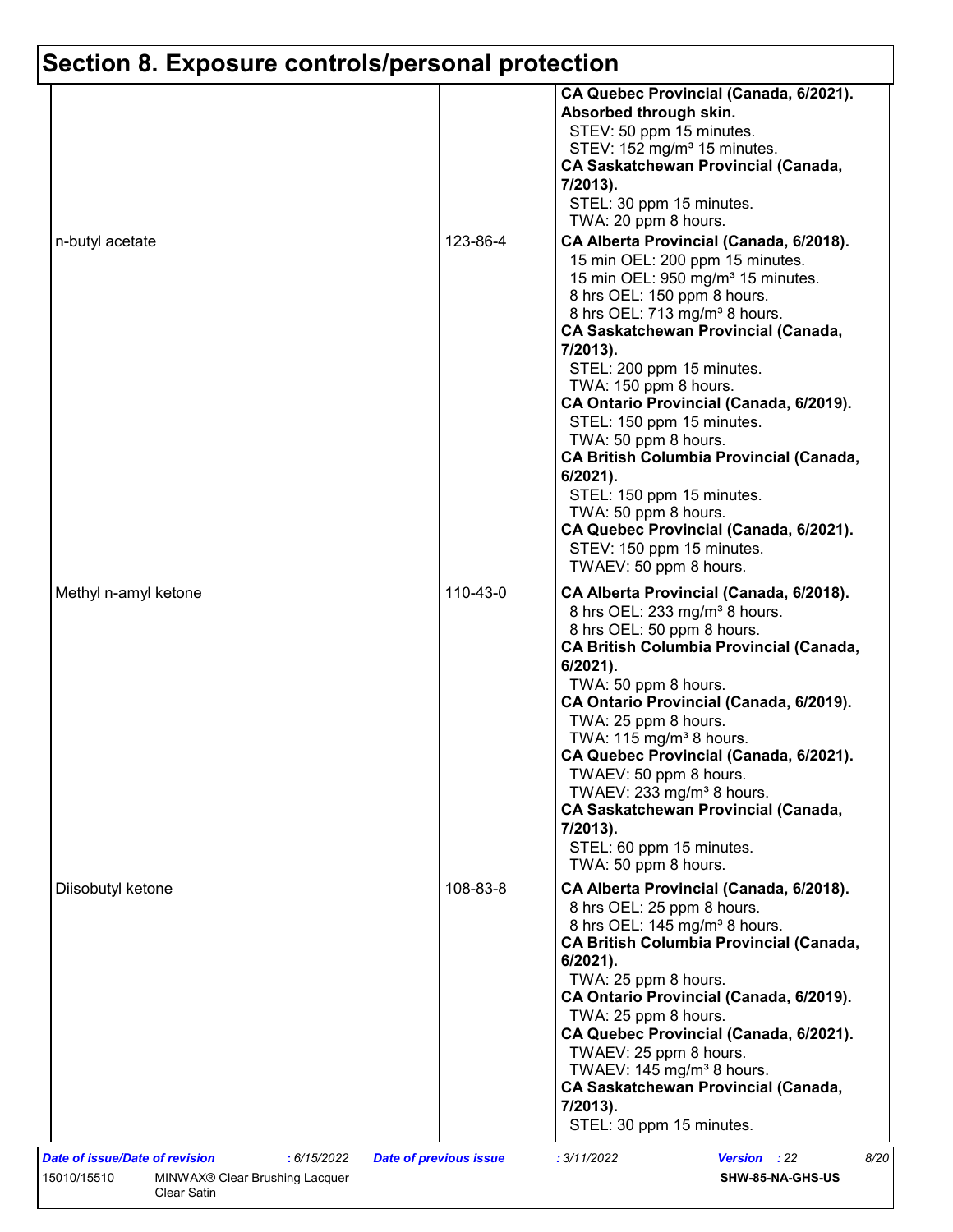# Section 8. Exposure controls/personal protection

| | | |
|---|---|---|
| | | **CA Quebec Provincial (Canada, 6/2021). Absorbed through skin.**<br>STEV: 50 ppm 15 minutes.<br>STEV: 152 mg/m³ 15 minutes.<br>**CA Saskatchewan Provincial (Canada, 7/2013).**<br>STEL: 30 ppm 15 minutes.<br>TWA: 20 ppm 8 hours. |
| n-butyl acetate | 123-86-4 | **CA Alberta Provincial (Canada, 6/2018).**<br>15 min OEL: 200 ppm 15 minutes.<br>15 min OEL: 950 mg/m³ 15 minutes.<br>8 hrs OEL: 150 ppm 8 hours.<br>8 hrs OEL: 713 mg/m³ 8 hours.<br>**CA Saskatchewan Provincial (Canada, 7/2013).**<br>STEL: 200 ppm 15 minutes.<br>TWA: 150 ppm 8 hours.<br>**CA Ontario Provincial (Canada, 6/2019).**<br>STEL: 150 ppm 15 minutes.<br>TWA: 50 ppm 8 hours.<br>**CA British Columbia Provincial (Canada, 6/2021).**<br>STEL: 150 ppm 15 minutes.<br>TWA: 50 ppm 8 hours.<br>**CA Quebec Provincial (Canada, 6/2021).**<br>STEV: 150 ppm 15 minutes.<br>TWAEV: 50 ppm 8 hours. |
| Methyl n-amyl ketone | 110-43-0 | **CA Alberta Provincial (Canada, 6/2018).**<br>8 hrs OEL: 233 mg/m³ 8 hours.<br>8 hrs OEL: 50 ppm 8 hours.<br>**CA British Columbia Provincial (Canada, 6/2021).**<br>TWA: 50 ppm 8 hours.<br>**CA Ontario Provincial (Canada, 6/2019).**<br>TWA: 25 ppm 8 hours.<br>TWA: 115 mg/m³ 8 hours.<br>**CA Quebec Provincial (Canada, 6/2021).**<br>TWAEV: 50 ppm 8 hours.<br>TWAEV: 233 mg/m³ 8 hours.<br>**CA Saskatchewan Provincial (Canada, 7/2013).**<br>STEL: 60 ppm 15 minutes.<br>TWA: 50 ppm 8 hours. |
| Diisobutyl ketone | 108-83-8 | **CA Alberta Provincial (Canada, 6/2018).**<br>8 hrs OEL: 25 ppm 8 hours.<br>8 hrs OEL: 145 mg/m³ 8 hours.<br>**CA British Columbia Provincial (Canada, 6/2021).**<br>TWA: 25 ppm 8 hours.<br>**CA Ontario Provincial (Canada, 6/2019).**<br>TWA: 25 ppm 8 hours.<br>**CA Quebec Provincial (Canada, 6/2021).**<br>TWAEV: 25 ppm 8 hours.<br>TWAEV: 145 mg/m³ 8 hours.<br>**CA Saskatchewan Provincial (Canada, 7/2013).**<br>STEL: 30 ppm 15 minutes. |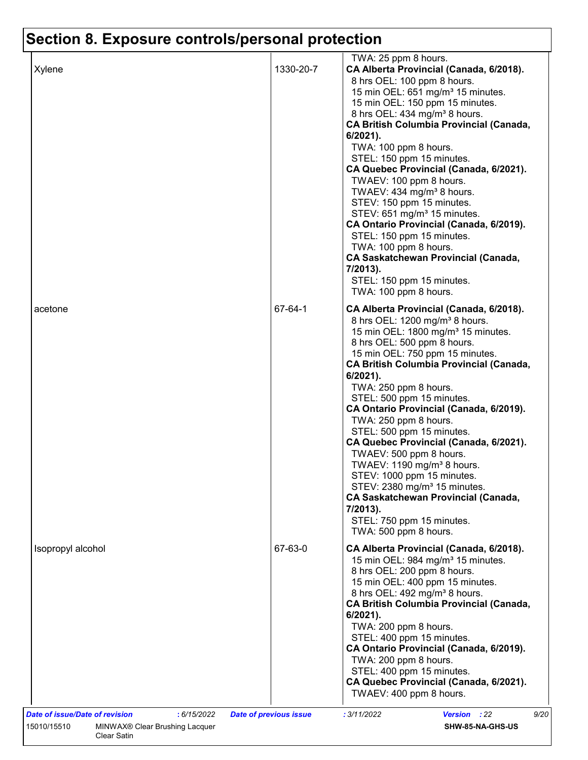# Section 8. Exposure controls/personal protection

| | | |
|---|---|---|
| | | TWA: 25 ppm 8 hours. |
| Xylene | 1330-20-7 | **CA Alberta Provincial (Canada, 6/2018).**<br>8 hrs OEL: 100 ppm 8 hours.<br>15 min OEL: 651 mg/m³ 15 minutes.<br>15 min OEL: 150 ppm 15 minutes.<br>8 hrs OEL: 434 mg/m³ 8 hours.<br>**CA British Columbia Provincial (Canada, 6/2021).**<br>TWA: 100 ppm 8 hours.<br>STEL: 150 ppm 15 minutes.<br>**CA Quebec Provincial (Canada, 6/2021).**<br>TWAEV: 100 ppm 8 hours.<br>TWAEV: 434 mg/m³ 8 hours.<br>STEV: 150 ppm 15 minutes.<br>STEV: 651 mg/m³ 15 minutes.<br>**CA Ontario Provincial (Canada, 6/2019).**<br>STEL: 150 ppm 15 minutes.<br>TWA: 100 ppm 8 hours.<br>**CA Saskatchewan Provincial (Canada, 7/2013).**<br>STEL: 150 ppm 15 minutes.<br>TWA: 100 ppm 8 hours. |
| acetone | 67-64-1 | **CA Alberta Provincial (Canada, 6/2018).**<br>8 hrs OEL: 1200 mg/m³ 8 hours.<br>15 min OEL: 1800 mg/m³ 15 minutes.<br>8 hrs OEL: 500 ppm 8 hours.<br>15 min OEL: 750 ppm 15 minutes.<br>**CA British Columbia Provincial (Canada, 6/2021).**<br>TWA: 250 ppm 8 hours.<br>STEL: 500 ppm 15 minutes.<br>**CA Ontario Provincial (Canada, 6/2019).**<br>TWA: 250 ppm 8 hours.<br>STEL: 500 ppm 15 minutes.<br>**CA Quebec Provincial (Canada, 6/2021).**<br>TWAEV: 500 ppm 8 hours.<br>TWAEV: 1190 mg/m³ 8 hours.<br>STEV: 1000 ppm 15 minutes.<br>STEV: 2380 mg/m³ 15 minutes.<br>**CA Saskatchewan Provincial (Canada, 7/2013).**<br>STEL: 750 ppm 15 minutes.<br>TWA: 500 ppm 8 hours. |
| Isopropyl alcohol | 67-63-0 | **CA Alberta Provincial (Canada, 6/2018).**<br>15 min OEL: 984 mg/m³ 15 minutes.<br>8 hrs OEL: 200 ppm 8 hours.<br>15 min OEL: 400 ppm 15 minutes.<br>8 hrs OEL: 492 mg/m³ 8 hours.<br>**CA British Columbia Provincial (Canada, 6/2021).**<br>TWA: 200 ppm 8 hours.<br>STEL: 400 ppm 15 minutes.<br>**CA Ontario Provincial (Canada, 6/2019).**<br>TWA: 200 ppm 8 hours.<br>STEL: 400 ppm 15 minutes.<br>**CA Quebec Provincial (Canada, 6/2021).**<br>TWAEV: 400 ppm 8 hours. |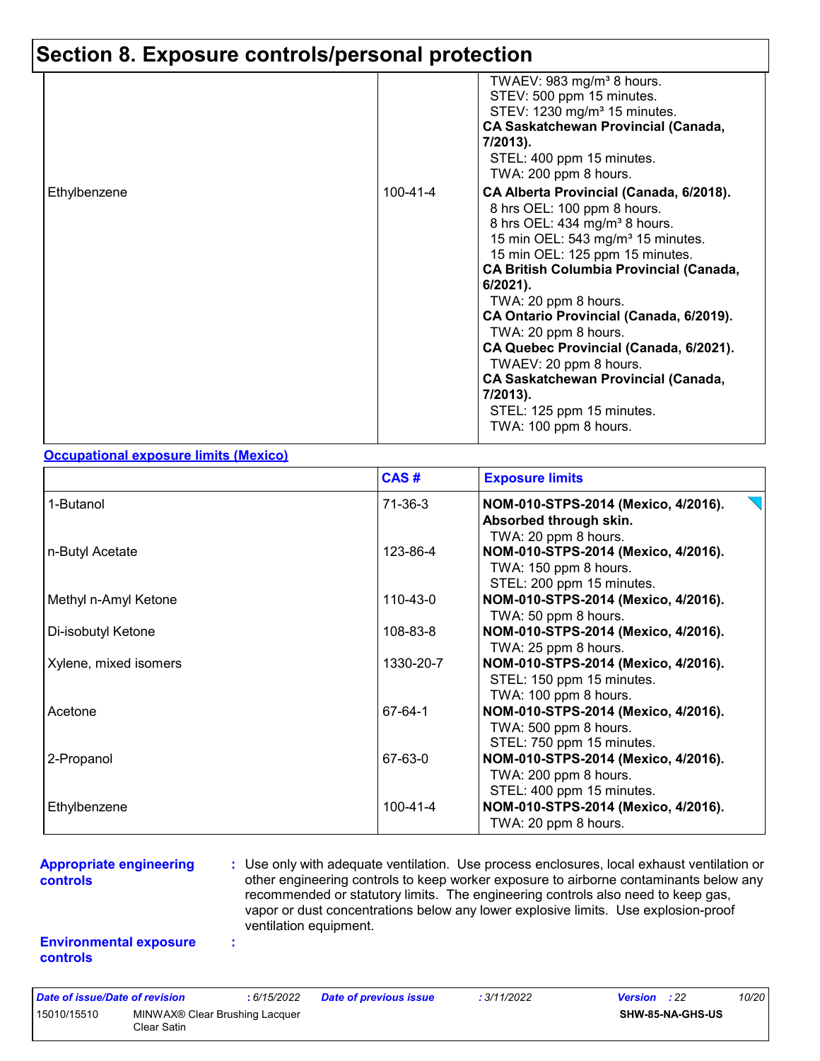## Section 8. Exposure controls/personal protection

| | | |
|---|---|---|
| | | TWAEV: 983 mg/m³ 8 hours.<br>STEV: 500 ppm 15 minutes.<br>STEV: 1230 mg/m³ 15 minutes.<br>**CA Saskatchewan Provincial (Canada, 7/2013).**<br>STEL: 400 ppm 15 minutes.<br>TWA: 200 ppm 8 hours. |
| Ethylbenzene | 100-41-4 | **CA Alberta Provincial (Canada, 6/2018).**<br>8 hrs OEL: 100 ppm 8 hours.<br>8 hrs OEL: 434 mg/m³ 8 hours.<br>15 min OEL: 543 mg/m³ 15 minutes.<br>15 min OEL: 125 ppm 15 minutes.<br>**CA British Columbia Provincial (Canada, 6/2021).**<br>TWA: 20 ppm 8 hours.<br>**CA Ontario Provincial (Canada, 6/2019).**<br>TWA: 20 ppm 8 hours.<br>**CA Quebec Provincial (Canada, 6/2021).**<br>TWAEV: 20 ppm 8 hours.<br>**CA Saskatchewan Provincial (Canada, 7/2013).**<br>STEL: 125 ppm 15 minutes.<br>TWA: 100 ppm 8 hours. |

**Occupational exposure limits (Mexico)**

| | CAS # | Exposure limits |
|---|---|---|
| 1-Butanol | 71-36-3 | **NOM-010-STPS-2014 (Mexico, 4/2016). Absorbed through skin.**<br>TWA: 20 ppm 8 hours. |
| n-Butyl Acetate | 123-86-4 | **NOM-010-STPS-2014 (Mexico, 4/2016).**<br>TWA: 150 ppm 8 hours.<br>STEL: 200 ppm 15 minutes. |
| Methyl n-Amyl Ketone | 110-43-0 | **NOM-010-STPS-2014 (Mexico, 4/2016).**<br>TWA: 50 ppm 8 hours. |
| Di-isobutyl Ketone | 108-83-8 | **NOM-010-STPS-2014 (Mexico, 4/2016).**<br>TWA: 25 ppm 8 hours. |
| Xylene, mixed isomers | 1330-20-7 | **NOM-010-STPS-2014 (Mexico, 4/2016).**<br>STEL: 150 ppm 15 minutes.<br>TWA: 100 ppm 8 hours. |
| Acetone | 67-64-1 | **NOM-010-STPS-2014 (Mexico, 4/2016).**<br>TWA: 500 ppm 8 hours.<br>STEL: 750 ppm 15 minutes. |
| 2-Propanol | 67-63-0 | **NOM-010-STPS-2014 (Mexico, 4/2016).**<br>TWA: 200 ppm 8 hours.<br>STEL: 400 ppm 15 minutes. |
| Ethylbenzene | 100-41-4 | **NOM-010-STPS-2014 (Mexico, 4/2016).**<br>TWA: 20 ppm 8 hours. |

**Appropriate engineering controls** : Use only with adequate ventilation. Use process enclosures, local exhaust ventilation or other engineering controls to keep worker exposure to airborne contaminants below any recommended or statutory limits. The engineering controls also need to keep gas, vapor or dust concentrations below any lower explosive limits. Use explosion-proof ventilation equipment.

**Environmental exposure controls** :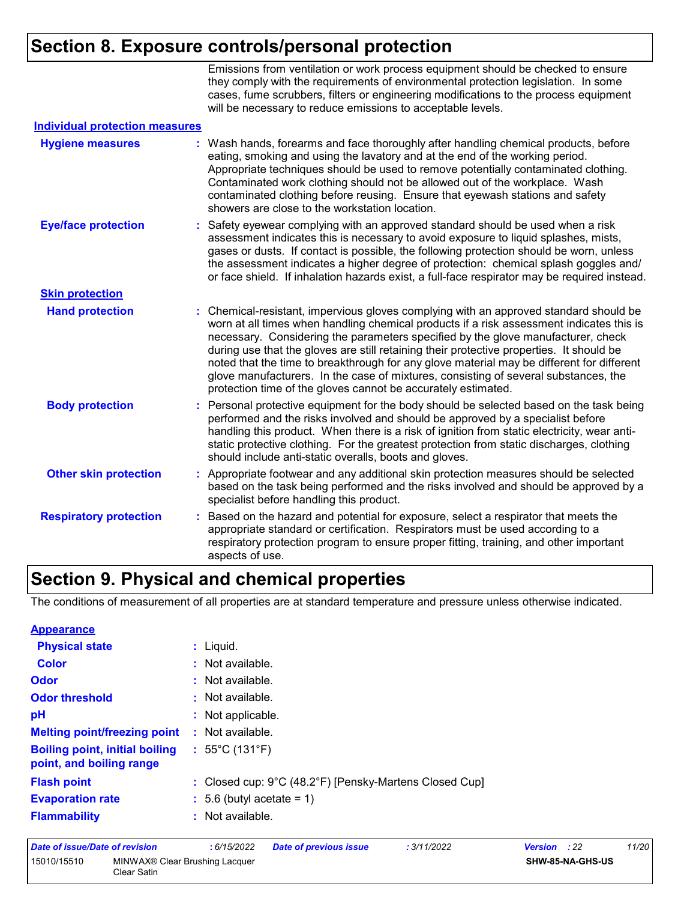## Section 8. Exposure controls/personal protection

Emissions from ventilation or work process equipment should be checked to ensure they comply with the requirements of environmental protection legislation. In some cases, fume scrubbers, filters or engineering modifications to the process equipment will be necessary to reduce emissions to acceptable levels.

**Individual protection measures**

**Hygiene measures** : Wash hands, forearms and face thoroughly after handling chemical products, before eating, smoking and using the lavatory and at the end of the working period. Appropriate techniques should be used to remove potentially contaminated clothing. Contaminated work clothing should not be allowed out of the workplace. Wash contaminated clothing before reusing. Ensure that eyewash stations and safety showers are close to the workstation location.

**Eye/face protection** : Safety eyewear complying with an approved standard should be used when a risk assessment indicates this is necessary to avoid exposure to liquid splashes, mists, gases or dusts. If contact is possible, the following protection should be worn, unless the assessment indicates a higher degree of protection: chemical splash goggles and/or face shield. If inhalation hazards exist, a full-face respirator may be required instead.

**Skin protection**

**Hand protection** : Chemical-resistant, impervious gloves complying with an approved standard should be worn at all times when handling chemical products if a risk assessment indicates this is necessary. Considering the parameters specified by the glove manufacturer, check during use that the gloves are still retaining their protective properties. It should be noted that the time to breakthrough for any glove material may be different for different glove manufacturers. In the case of mixtures, consisting of several substances, the protection time of the gloves cannot be accurately estimated.

**Body protection** : Personal protective equipment for the body should be selected based on the task being performed and the risks involved and should be approved by a specialist before handling this product. When there is a risk of ignition from static electricity, wear anti-static protective clothing. For the greatest protection from static discharges, clothing should include anti-static overalls, boots and gloves.

**Other skin protection** : Appropriate footwear and any additional skin protection measures should be selected based on the task being performed and the risks involved and should be approved by a specialist before handling this product.

**Respiratory protection** : Based on the hazard and potential for exposure, select a respirator that meets the appropriate standard or certification. Respirators must be used according to a respiratory protection program to ensure proper fitting, training, and other important aspects of use.

## Section 9. Physical and chemical properties

The conditions of measurement of all properties are at standard temperature and pressure unless otherwise indicated.

**Appearance**

**Physical state** : Liquid.

**Color** : Not available.

**Odor** : Not available.

**Odor threshold** : Not available.

**pH** : Not applicable.

**Melting point/freezing point** : Not available.

**Boiling point, initial boiling point, and boiling range** : 55°C (131°F)

**Flash point** : Closed cup: 9°C (48.2°F) [Pensky-Martens Closed Cup]

**Evaporation rate** : 5.6 (butyl acetate = 1)

**Flammability** : Not available.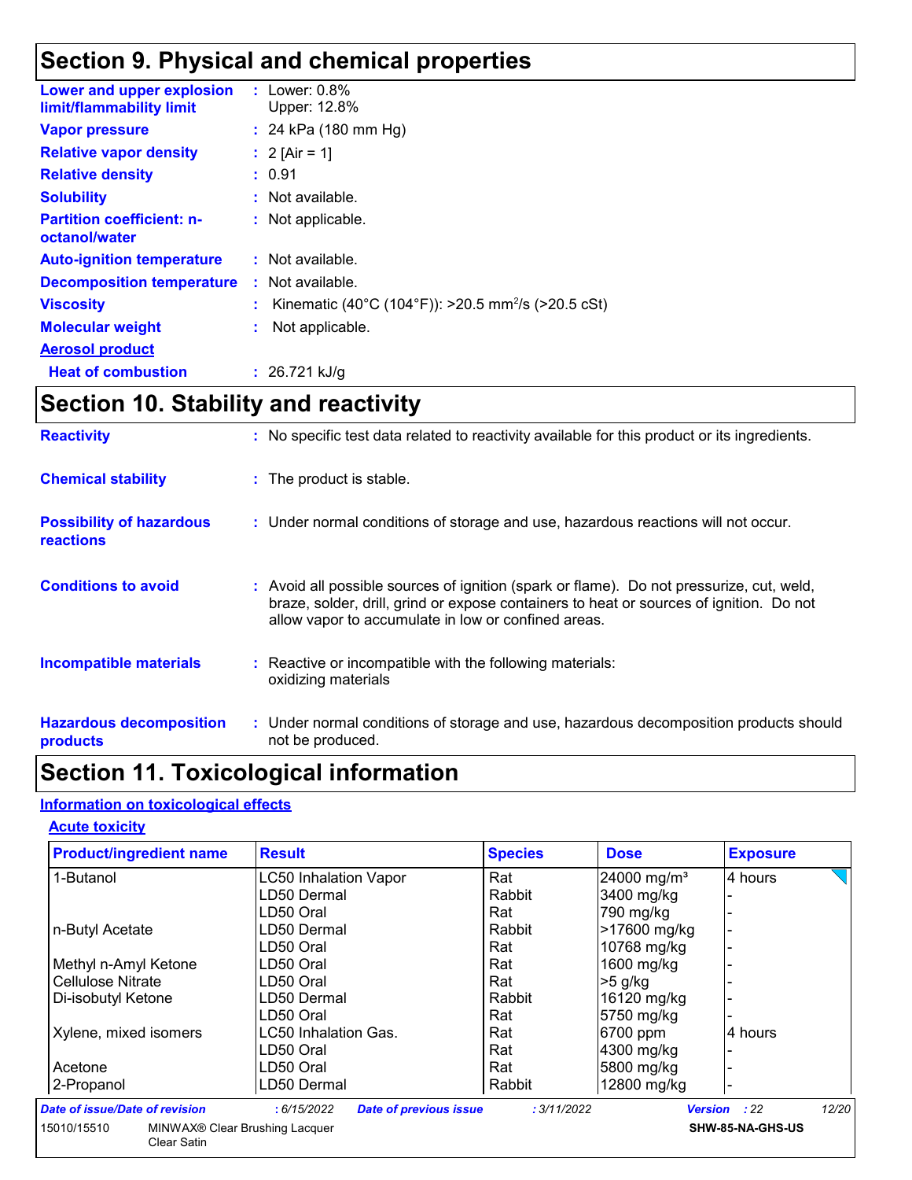## Section 9. Physical and chemical properties

| | |
|---|---|
| **Lower and upper explosion limit/flammability limit** | : Lower: 0.8%<br>Upper: 12.8% |
| **Vapor pressure** | : 24 kPa (180 mm Hg) |
| **Relative vapor density** | : 2 [Air = 1] |
| **Relative density** | : 0.91 |
| **Solubility** | : Not available. |
| **Partition coefficient: n-octanol/water** | : Not applicable. |
| **Auto-ignition temperature** | : Not available. |
| **Decomposition temperature** | : Not available. |
| **Viscosity** | : Kinematic (40°C (104°F)): >20.5 $mm^2/s$ (>20.5 cSt) |
| **Molecular weight** | : Not applicable. |

**Aerosol product**

| | |
|---|---|
| **Heat of combustion** | : 26.721 kJ/g |

## Section 10. Stability and reactivity

| | |
|---|---|
| **Reactivity** | : No specific test data related to reactivity available for this product or its ingredients. |
| **Chemical stability** | : The product is stable. |
| **Possibility of hazardous reactions** | : Under normal conditions of storage and use, hazardous reactions will not occur. |
| **Conditions to avoid** | : Avoid all possible sources of ignition (spark or flame). Do not pressurize, cut, weld, braze, solder, drill, grind or expose containers to heat or sources of ignition. Do not allow vapor to accumulate in low or confined areas. |
| **Incompatible materials** | : Reactive or incompatible with the following materials:<br>oxidizing materials |
| **Hazardous decomposition products** | : Under normal conditions of storage and use, hazardous decomposition products should not be produced. |

## Section 11. Toxicological information

**Information on toxicological effects**

**Acute toxicity**

| Product/ingredient name | Result | Species | Dose | Exposure |
|---|---|---|---|---|
| 1-Butanol | LC50 Inhalation Vapor | Rat | 24000 mg/m³ | 4 hours |
| | LD50 Dermal | Rabbit | 3400 mg/kg | - |
| | LD50 Oral | Rat | 790 mg/kg | - |
| n-Butyl Acetate | LD50 Dermal | Rabbit | >17600 mg/kg | - |
| | LD50 Oral | Rat | 10768 mg/kg | - |
| Methyl n-Amyl Ketone | LD50 Oral | Rat | 1600 mg/kg | - |
| Cellulose Nitrate | LD50 Oral | Rat | >5 g/kg | - |
| Di-isobutyl Ketone | LD50 Dermal | Rabbit | 16120 mg/kg | - |
| | LD50 Oral | Rat | 5750 mg/kg | - |
| Xylene, mixed isomers | LC50 Inhalation Gas. | Rat | 6700 ppm | 4 hours |
| | LD50 Oral | Rat | 4300 mg/kg | - |
| Acetone | LD50 Oral | Rat | 5800 mg/kg | - |
| 2-Propanol | LD50 Dermal | Rabbit | 12800 mg/kg | - |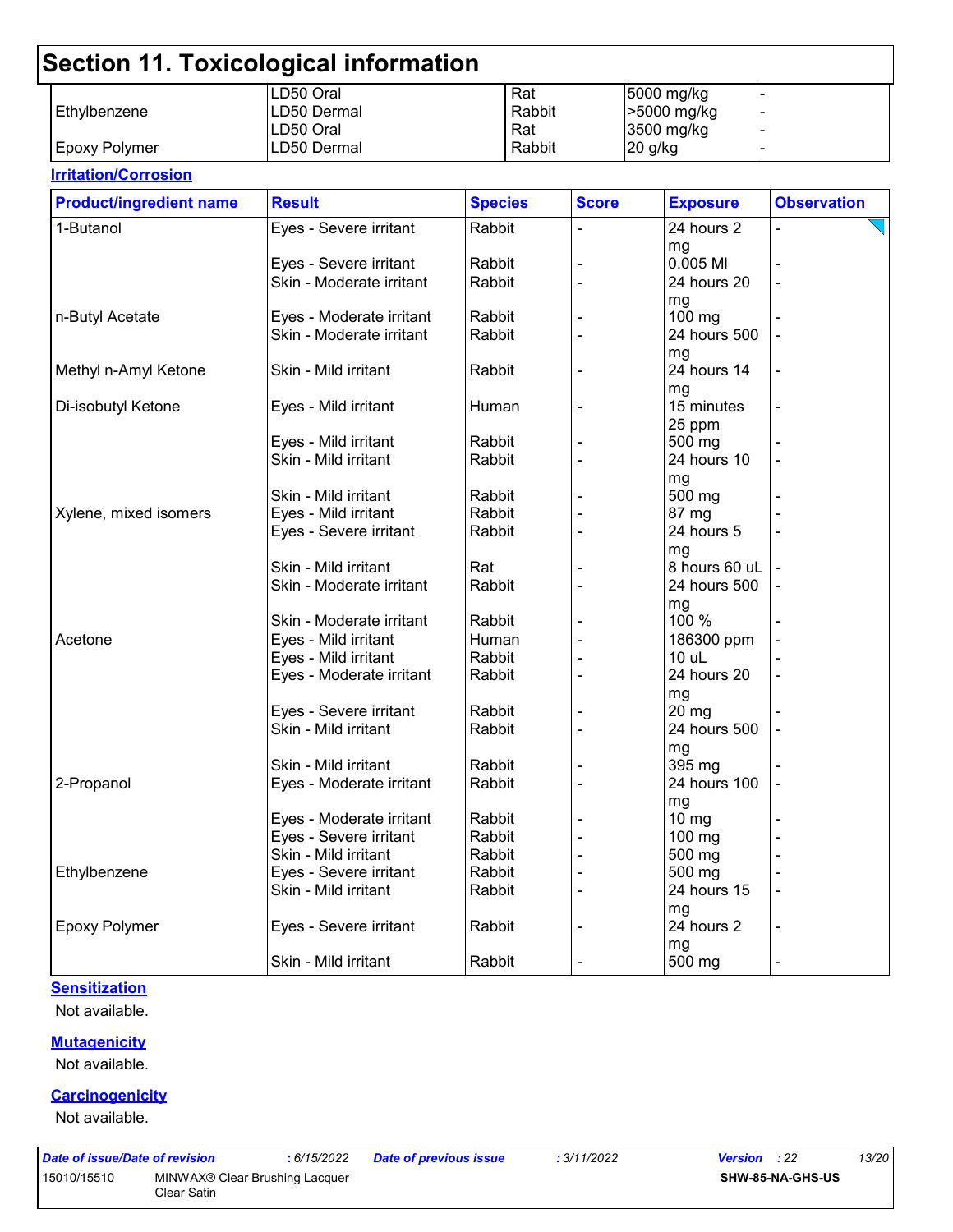# Section 11. Toxicological information

| | | | | |
|---|---|---|---|---|
| | LD50 Oral | Rat | 5000 mg/kg | - |
| Ethylbenzene | LD50 Dermal | Rabbit | >5000 mg/kg | - |
| | LD50 Oral | Rat | 3500 mg/kg | - |
| Epoxy Polymer | LD50 Dermal | Rabbit | 20 g/kg | - |

**Irritation/Corrosion**

| Product/ingredient name | Result | Species | Score | Exposure | Observation |
|---|---|---|---|---|---|
| 1-Butanol | Eyes - Severe irritant | Rabbit | - | 24 hours 2 mg | - |
| | Eyes - Severe irritant | Rabbit | - | 0.005 Ml | - |
| | Skin - Moderate irritant | Rabbit | - | 24 hours 20 mg | - |
| n-Butyl Acetate | Eyes - Moderate irritant | Rabbit | - | 100 mg | - |
| | Skin - Moderate irritant | Rabbit | - | 24 hours 500 mg | - |
| Methyl n-Amyl Ketone | Skin - Mild irritant | Rabbit | - | 24 hours 14 mg | - |
| Di-isobutyl Ketone | Eyes - Mild irritant | Human | - | 15 minutes 25 ppm | - |
| | Eyes - Mild irritant | Rabbit | - | 500 mg | - |
| | Skin - Mild irritant | Rabbit | - | 24 hours 10 mg | - |
| | Skin - Mild irritant | Rabbit | - | 500 mg | - |
| Xylene, mixed isomers | Eyes - Mild irritant | Rabbit | - | 87 mg | - |
| | Eyes - Severe irritant | Rabbit | - | 24 hours 5 mg | - |
| | Skin - Mild irritant | Rat | - | 8 hours 60 uL | - |
| | Skin - Moderate irritant | Rabbit | - | 24 hours 500 mg | - |
| | Skin - Moderate irritant | Rabbit | - | 100 % | - |
| Acetone | Eyes - Mild irritant | Human | - | 186300 ppm | - |
| | Eyes - Mild irritant | Rabbit | - | 10 uL | - |
| | Eyes - Moderate irritant | Rabbit | - | 24 hours 20 mg | - |
| | Eyes - Severe irritant | Rabbit | - | 20 mg | - |
| | Skin - Mild irritant | Rabbit | - | 24 hours 500 mg | - |
| | Skin - Mild irritant | Rabbit | - | 395 mg | - |
| 2-Propanol | Eyes - Moderate irritant | Rabbit | - | 24 hours 100 mg | - |
| | Eyes - Moderate irritant | Rabbit | - | 10 mg | - |
| | Eyes - Severe irritant | Rabbit | - | 100 mg | - |
| | Skin - Mild irritant | Rabbit | - | 500 mg | - |
| Ethylbenzene | Eyes - Severe irritant | Rabbit | - | 500 mg | - |
| | Skin - Mild irritant | Rabbit | - | 24 hours 15 mg | - |
| Epoxy Polymer | Eyes - Severe irritant | Rabbit | - | 24 hours 2 mg | - |
| | Skin - Mild irritant | Rabbit | - | 500 mg | - |

**Sensitization**

Not available.

**Mutagenicity**

Not available.

**Carcinogenicity**

Not available.

| Date of issue/Date of revision | : 6/15/2022 | Date of previous issue | : 3/11/2022 | Version : 22 |
|---|---|---|---|---|
| 15010/15510 | MINWAX® Clear Brushing Lacquer Clear Satin | | | SHW-85-NA-GHS-US |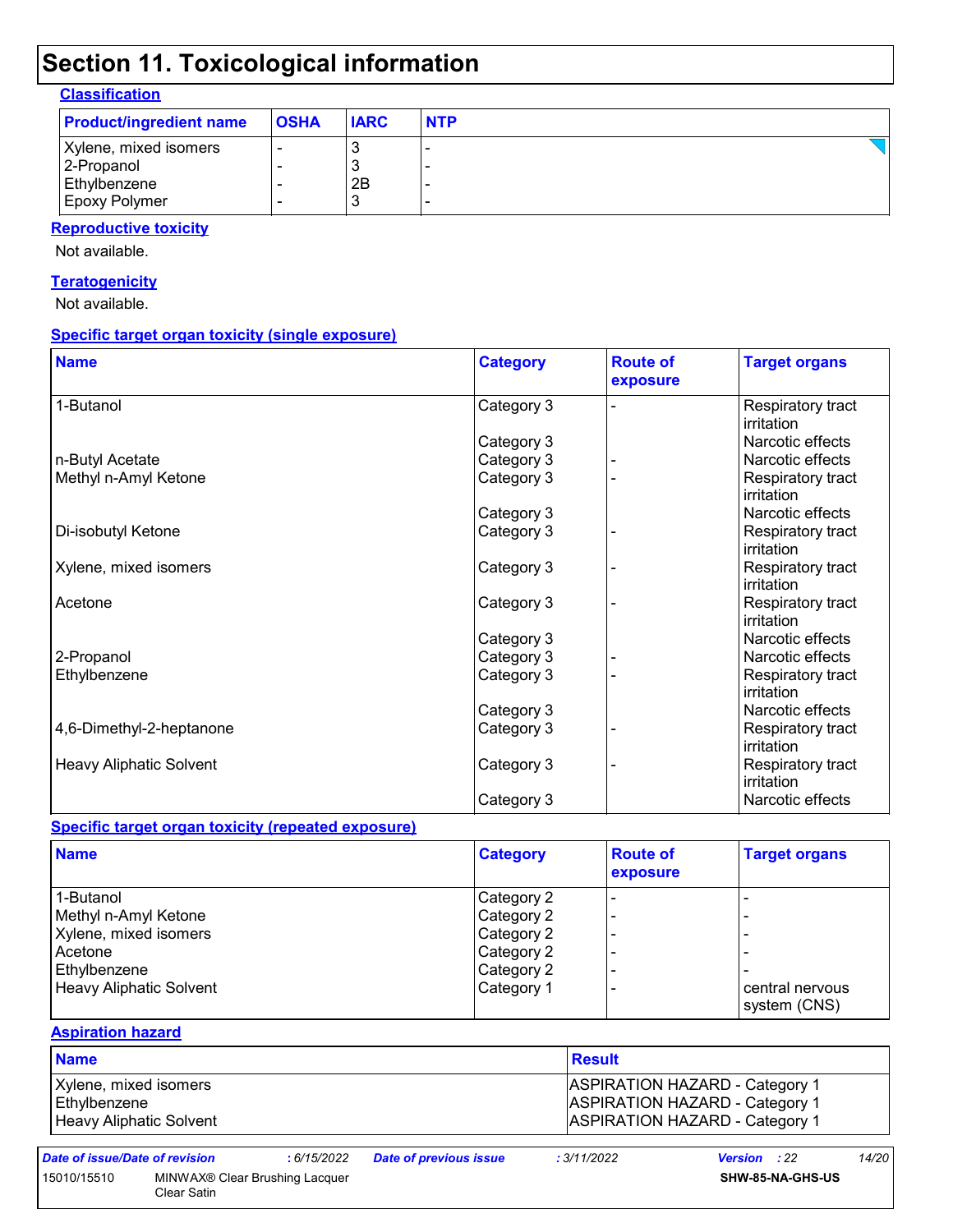# Section 11. Toxicological information

### Classification

| Product/ingredient name | OSHA | IARC | NTP |
|---|---|---|---|
| Xylene, mixed isomers | - | 3 | - |
| 2-Propanol | - | 3 | - |
| Ethylbenzene | - | 2B | - |
| Epoxy Polymer | - | 3 | - |

### Reproductive toxicity

Not available.

### Teratogenicity

Not available.

### Specific target organ toxicity (single exposure)

| Name | Category | Route of exposure | Target organs |
|---|---|---|---|
| 1-Butanol | Category 3 | - | Respiratory tract irritation |
| | Category 3 | | Narcotic effects |
| n-Butyl Acetate | Category 3 | - | Narcotic effects |
| Methyl n-Amyl Ketone | Category 3 | - | Respiratory tract irritation |
| | Category 3 | | Narcotic effects |
| Di-isobutyl Ketone | Category 3 | - | Respiratory tract irritation |
| Xylene, mixed isomers | Category 3 | - | Respiratory tract irritation |
| Acetone | Category 3 | - | Respiratory tract irritation |
| | Category 3 | | Narcotic effects |
| 2-Propanol | Category 3 | - | Narcotic effects |
| Ethylbenzene | Category 3 | - | Respiratory tract irritation |
| | Category 3 | | Narcotic effects |
| 4,6-Dimethyl-2-heptanone | Category 3 | - | Respiratory tract irritation |
| Heavy Aliphatic Solvent | Category 3 | - | Respiratory tract irritation |
| | Category 3 | | Narcotic effects |

### Specific target organ toxicity (repeated exposure)

| Name | Category | Route of exposure | Target organs |
|---|---|---|---|
| 1-Butanol | Category 2 | - | - |
| Methyl n-Amyl Ketone | Category 2 | - | - |
| Xylene, mixed isomers | Category 2 | - | - |
| Acetone | Category 2 | - | - |
| Ethylbenzene | Category 2 | - | - |
| Heavy Aliphatic Solvent | Category 1 | - | central nervous system (CNS) |

### Aspiration hazard

| Name | Result |
|---|---|
| Xylene, mixed isomers | ASPIRATION HAZARD - Category 1 |
| Ethylbenzene | ASPIRATION HAZARD - Category 1 |
| Heavy Aliphatic Solvent | ASPIRATION HAZARD - Category 1 |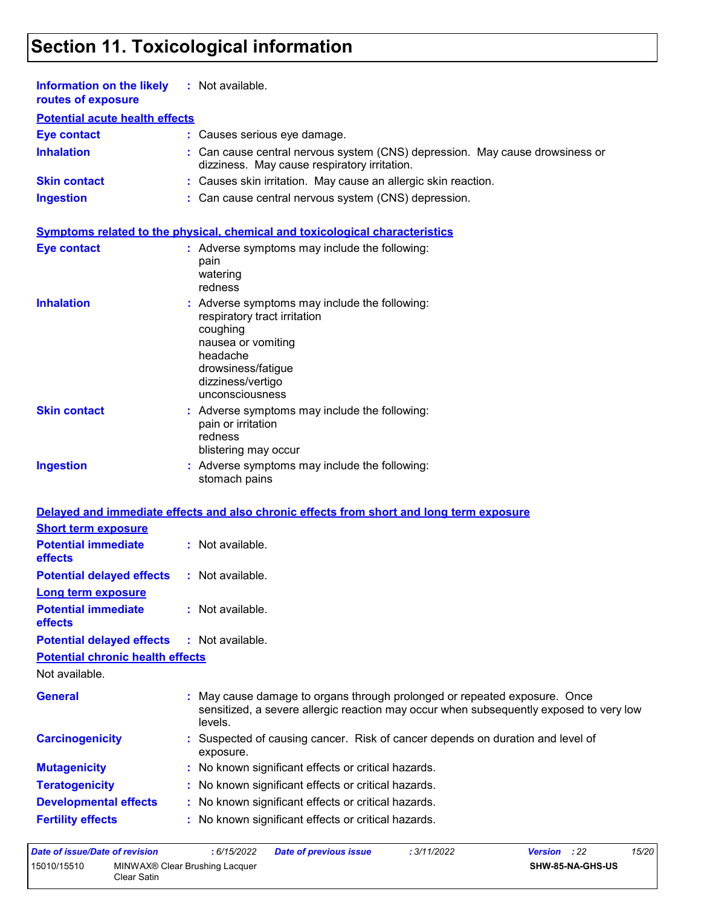# Section 11. Toxicological information

**Information on the likely routes of exposure** : Not available.

**Potential acute health effects**

**Eye contact** : Causes serious eye damage.

**Inhalation** : Can cause central nervous system (CNS) depression. May cause drowsiness or dizziness. May cause respiratory irritation.

**Skin contact** : Causes skin irritation. May cause an allergic skin reaction.

**Ingestion** : Can cause central nervous system (CNS) depression.

**Symptoms related to the physical, chemical and toxicological characteristics**

**Eye contact** : Adverse symptoms may include the following:
pain
watering
redness

**Inhalation** : Adverse symptoms may include the following:
respiratory tract irritation
coughing
nausea or vomiting
headache
drowsiness/fatigue
dizziness/vertigo
unconsciousness

**Skin contact** : Adverse symptoms may include the following:
pain or irritation
redness
blistering may occur

**Ingestion** : Adverse symptoms may include the following:
stomach pains

**Delayed and immediate effects and also chronic effects from short and long term exposure**

**Short term exposure**

**Potential immediate effects** : Not available.

**Potential delayed effects** : Not available.

**Long term exposure**

**Potential immediate effects** : Not available.

**Potential delayed effects** : Not available.

**Potential chronic health effects**

Not available.

**General** : May cause damage to organs through prolonged or repeated exposure. Once sensitized, a severe allergic reaction may occur when subsequently exposed to very low levels.

**Carcinogenicity** : Suspected of causing cancer. Risk of cancer depends on duration and level of exposure.

**Mutagenicity** : No known significant effects or critical hazards.

**Teratogenicity** : No known significant effects or critical hazards.

**Developmental effects** : No known significant effects or critical hazards.

**Fertility effects** : No known significant effects or critical hazards.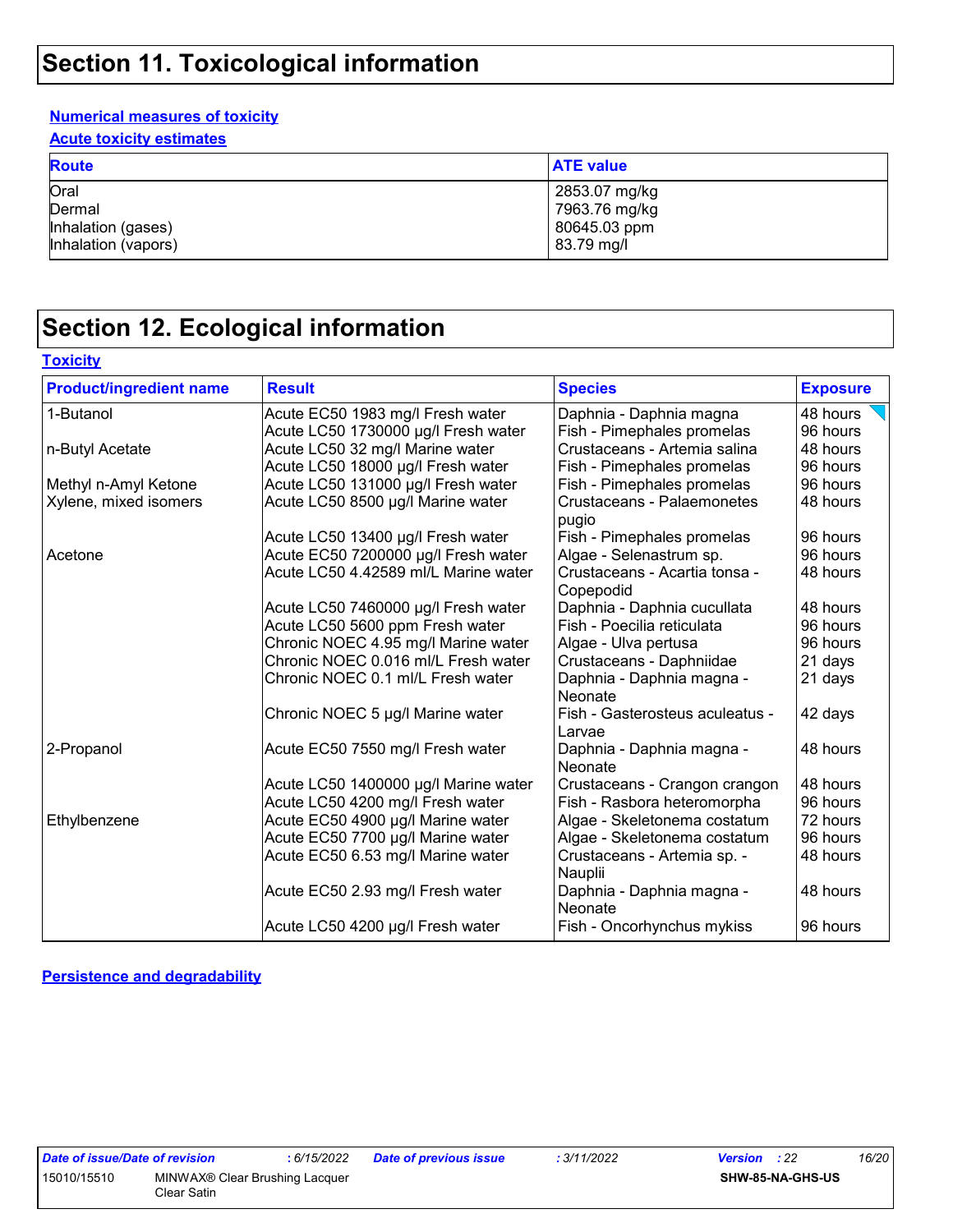# Section 11. Toxicological information

**Numerical measures of toxicity**

**Acute toxicity estimates**

| Route | ATE value |
|---|---|
| Oral | 2853.07 mg/kg |
| Dermal | 7963.76 mg/kg |
| Inhalation (gases) | 80645.03 ppm |
| Inhalation (vapors) | 83.79 mg/l |

# Section 12. Ecological information

**Toxicity**

| Product/ingredient name | Result | Species | Exposure |
|---|---|---|---|
| 1-Butanol | Acute EC50 1983 mg/l Fresh water | Daphnia - Daphnia magna | 48 hours |
| | Acute LC50 1730000 µg/l Fresh water | Fish - Pimephales promelas | 96 hours |
| n-Butyl Acetate | Acute LC50 32 mg/l Marine water | Crustaceans - Artemia salina | 48 hours |
| | Acute LC50 18000 µg/l Fresh water | Fish - Pimephales promelas | 96 hours |
| Methyl n-Amyl Ketone | Acute LC50 131000 µg/l Fresh water | Fish - Pimephales promelas | 96 hours |
| Xylene, mixed isomers | Acute LC50 8500 µg/l Marine water | Crustaceans - Palaemonetes pugio | 48 hours |
| | Acute LC50 13400 µg/l Fresh water | Fish - Pimephales promelas | 96 hours |
| Acetone | Acute EC50 7200000 µg/l Fresh water | Algae - Selenastrum sp. | 96 hours |
| | Acute LC50 4.42589 ml/L Marine water | Crustaceans - Acartia tonsa - Copepodid | 48 hours |
| | Acute LC50 7460000 µg/l Fresh water | Daphnia - Daphnia cucullata | 48 hours |
| | Acute LC50 5600 ppm Fresh water | Fish - Poecilia reticulata | 96 hours |
| | Chronic NOEC 4.95 mg/l Marine water | Algae - Ulva pertusa | 96 hours |
| | Chronic NOEC 0.016 ml/L Fresh water | Crustaceans - Daphniidae | 21 days |
| | Chronic NOEC 0.1 ml/L Fresh water | Daphnia - Daphnia magna - Neonate | 21 days |
| | Chronic NOEC 5 µg/l Marine water | Fish - Gasterosteus aculeatus - Larvae | 42 days |
| 2-Propanol | Acute EC50 7550 mg/l Fresh water | Daphnia - Daphnia magna - Neonate | 48 hours |
| | Acute LC50 1400000 µg/l Marine water | Crustaceans - Crangon crangon | 48 hours |
| | Acute LC50 4200 mg/l Fresh water | Fish - Rasbora heteromorpha | 96 hours |
| Ethylbenzene | Acute EC50 4900 µg/l Marine water | Algae - Skeletonema costatum | 72 hours |
| | Acute EC50 7700 µg/l Marine water | Algae - Skeletonema costatum | 96 hours |
| | Acute EC50 6.53 mg/l Marine water | Crustaceans - Artemia sp. - Nauplii | 48 hours |
| | Acute EC50 2.93 mg/l Fresh water | Daphnia - Daphnia magna - Neonate | 48 hours |
| | Acute LC50 4200 µg/l Fresh water | Fish - Oncorhynchus mykiss | 96 hours |

**Persistence and degradability**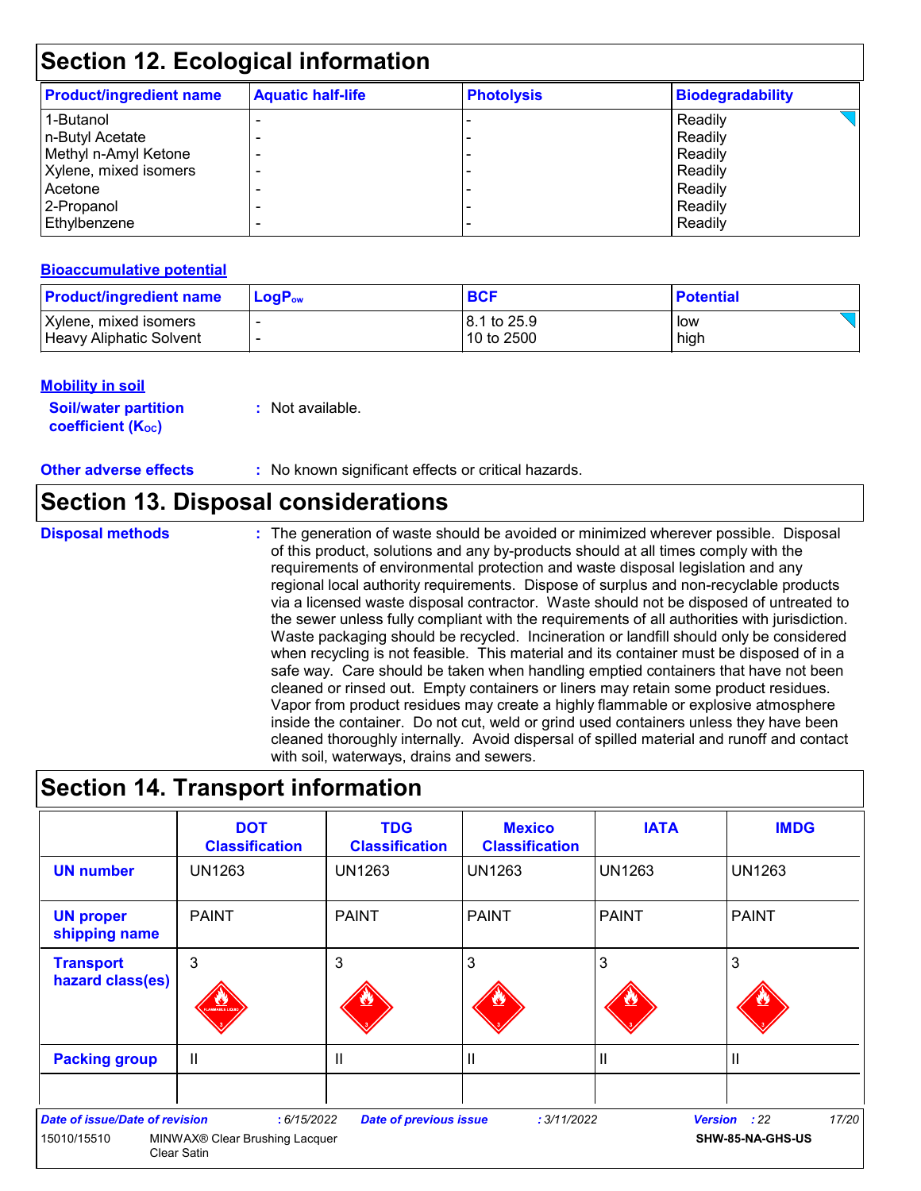## Section 12. Ecological information

| Product/ingredient name | Aquatic half-life | Photolysis | Biodegradability |
|---|---|---|---|
| 1-Butanol | - | - | Readily |
| n-Butyl Acetate | - | - | Readily |
| Methyl n-Amyl Ketone | - | - | Readily |
| Xylene, mixed isomers | - | - | Readily |
| Acetone | - | - | Readily |
| 2-Propanol | - | - | Readily |
| Ethylbenzene | - | - | Readily |

### Bioaccumulative potential

| Product/ingredient name | $LogP_{ow}$ | BCF | Potential |
|---|---|---|---|
| Xylene, mixed isomers | - | 8.1 to 25.9 | low |
| Heavy Aliphatic Solvent | - | 10 to 2500 | high |

### Mobility in soil

**Soil/water partition coefficient ($K_{OC}$)** : Not available.

**Other adverse effects** : No known significant effects or critical hazards.

## Section 13. Disposal considerations

**Disposal methods** : The generation of waste should be avoided or minimized wherever possible. Disposal of this product, solutions and any by-products should at all times comply with the requirements of environmental protection and waste disposal legislation and any regional local authority requirements. Dispose of surplus and non-recyclable products via a licensed waste disposal contractor. Waste should not be disposed of untreated to the sewer unless fully compliant with the requirements of all authorities with jurisdiction. Waste packaging should be recycled. Incineration or landfill should only be considered when recycling is not feasible. This material and its container must be disposed of in a safe way. Care should be taken when handling emptied containers that have not been cleaned or rinsed out. Empty containers or liners may retain some product residues. Vapor from product residues may create a highly flammable or explosive atmosphere inside the container. Do not cut, weld or grind used containers unless they have been cleaned thoroughly internally. Avoid dispersal of spilled material and runoff and contact with soil, waterways, drains and sewers.

## Section 14. Transport information

| | DOT Classification | TDG Classification | Mexico Classification | IATA | IMDG |
|---|---|---|---|---|---|
| UN number | UN1263 | UN1263 | UN1263 | UN1263 | UN1263 |
| UN proper shipping name | PAINT | PAINT | PAINT | PAINT | PAINT |
| Transport hazard class(es) | 3 | 3 | 3 | 3 | 3 |
| Packing group | II | II | II | II | II |
| | | | | | |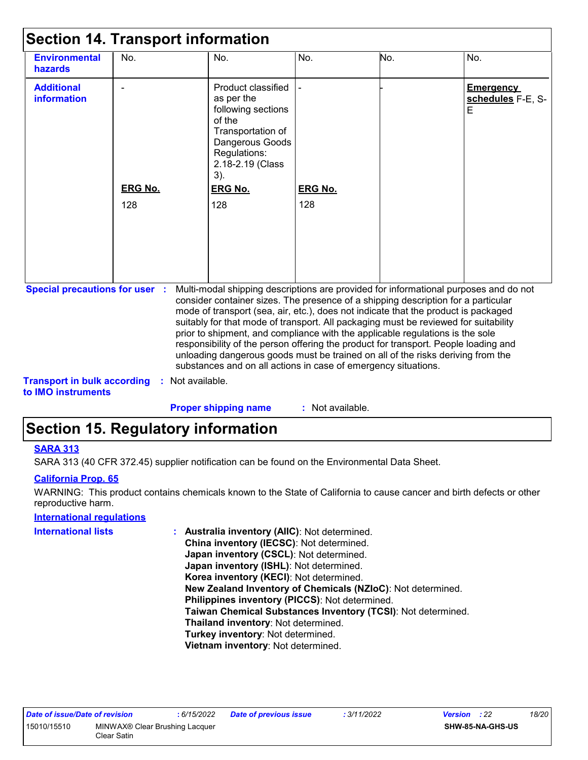## Section 14. Transport information

| | | | | | |
|---|---|---|---|---|---|
| **Environmental hazards** | No. | No. | No. | No. | No. |
| **Additional information** | - <br><br> **ERG No.** <br> 128 | Product classified as per the following sections of the Transportation of Dangerous Goods Regulations: 2.18-2.19 (Class 3). <br><br> **ERG No.** <br> 128 | - <br><br> **ERG No.** <br> 128 | - | **Emergency schedules** F-E, S-E |

**Special precautions for user** : Multi-modal shipping descriptions are provided for informational purposes and do not consider container sizes. The presence of a shipping description for a particular mode of transport (sea, air, etc.), does not indicate that the product is packaged suitably for that mode of transport. All packaging must be reviewed for suitability prior to shipment, and compliance with the applicable regulations is the sole responsibility of the person offering the product for transport. People loading and unloading dangerous goods must be trained on all of the risks deriving from the substances and on all actions in case of emergency situations.

**Transport in bulk according to IMO instruments** : Not available.

**Proper shipping name** : Not available.

## Section 15. Regulatory information

**SARA 313**

SARA 313 (40 CFR 372.45) supplier notification can be found on the Environmental Data Sheet.

**California Prop. 65**

WARNING: This product contains chemicals known to the State of California to cause cancer and birth defects or other reproductive harm.

**International regulations**

**International lists** :
**Australia inventory (AIIC)**: Not determined.
**China inventory (IECSC)**: Not determined.
**Japan inventory (CSCL)**: Not determined.
**Japan inventory (ISHL)**: Not determined.
**Korea inventory (KECI)**: Not determined.
**New Zealand Inventory of Chemicals (NZIoC)**: Not determined.
**Philippines inventory (PICCS)**: Not determined.
**Taiwan Chemical Substances Inventory (TCSI)**: Not determined.
**Thailand inventory**: Not determined.
**Turkey inventory**: Not determined.
**Vietnam inventory**: Not determined.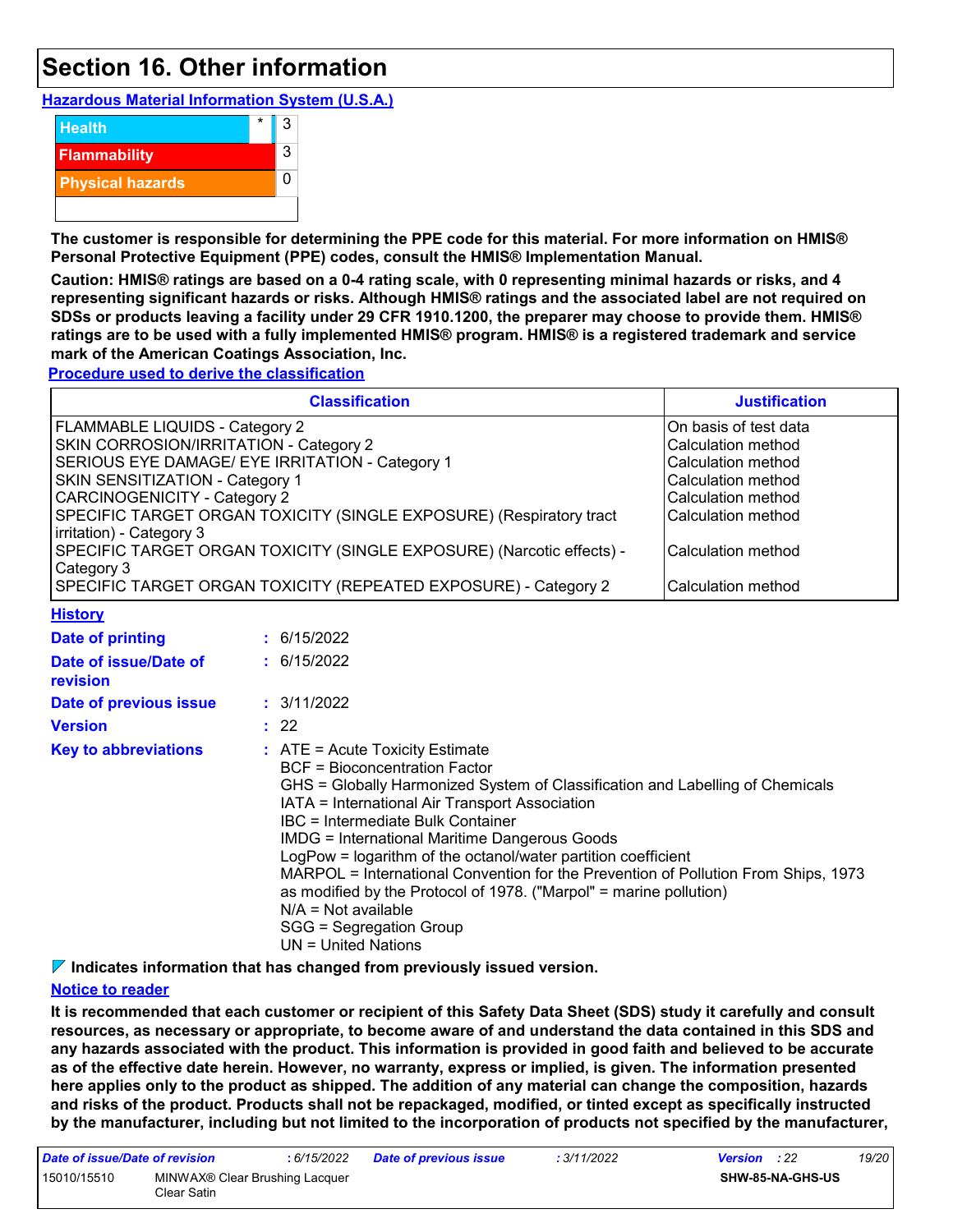# Section 16. Other information

**Hazardous Material Information System (U.S.A.)**

| | | |
|---|---|---|
| Health | * | 3 |
| Flammability | | 3 |
| Physical hazards | | 0 |

**The customer is responsible for determining the PPE code for this material. For more information on HMIS® Personal Protective Equipment (PPE) codes, consult the HMIS® Implementation Manual.**

**Caution: HMIS® ratings are based on a 0-4 rating scale, with 0 representing minimal hazards or risks, and 4 representing significant hazards or risks. Although HMIS® ratings and the associated label are not required on SDSs or products leaving a facility under 29 CFR 1910.1200, the preparer may choose to provide them. HMIS® ratings are to be used with a fully implemented HMIS® program. HMIS® is a registered trademark and service mark of the American Coatings Association, Inc.**

**Procedure used to derive the classification**

| Classification | Justification |
|---|---|
| FLAMMABLE LIQUIDS - Category 2 | On basis of test data |
| SKIN CORROSION/IRRITATION - Category 2 | Calculation method |
| SERIOUS EYE DAMAGE/ EYE IRRITATION - Category 1 | Calculation method |
| SKIN SENSITIZATION - Category 1 | Calculation method |
| CARCINOGENICITY - Category 2 | Calculation method |
| SPECIFIC TARGET ORGAN TOXICITY (SINGLE EXPOSURE) (Respiratory tract irritation) - Category 3 | Calculation method |
| SPECIFIC TARGET ORGAN TOXICITY (SINGLE EXPOSURE) (Narcotic effects) - Category 3 | Calculation method |
| SPECIFIC TARGET ORGAN TOXICITY (REPEATED EXPOSURE) - Category 2 | Calculation method |

**History**

**Date of printing** : 6/15/2022

**Date of issue/Date of revision** : 6/15/2022

**Date of previous issue** : 3/11/2022

**Version** : 22

**Key to abbreviations** :
ATE = Acute Toxicity Estimate
BCF = Bioconcentration Factor
GHS = Globally Harmonized System of Classification and Labelling of Chemicals
IATA = International Air Transport Association
IBC = Intermediate Bulk Container
IMDG = International Maritime Dangerous Goods
LogPow = logarithm of the octanol/water partition coefficient
MARPOL = International Convention for the Prevention of Pollution From Ships, 1973 as modified by the Protocol of 1978. ("Marpol" = marine pollution)
N/A = Not available
SGG = Segregation Group
UN = United Nations

**Indicates information that has changed from previously issued version.**

**Notice to reader**

**It is recommended that each customer or recipient of this Safety Data Sheet (SDS) study it carefully and consult resources, as necessary or appropriate, to become aware of and understand the data contained in this SDS and any hazards associated with the product. This information is provided in good faith and believed to be accurate as of the effective date herein. However, no warranty, express or implied, is given. The information presented here applies only to the product as shipped. The addition of any material can change the composition, hazards and risks of the product. Products shall not be repackaged, modified, or tinted except as specifically instructed by the manufacturer, including but not limited to the incorporation of products not specified by the manufacturer,**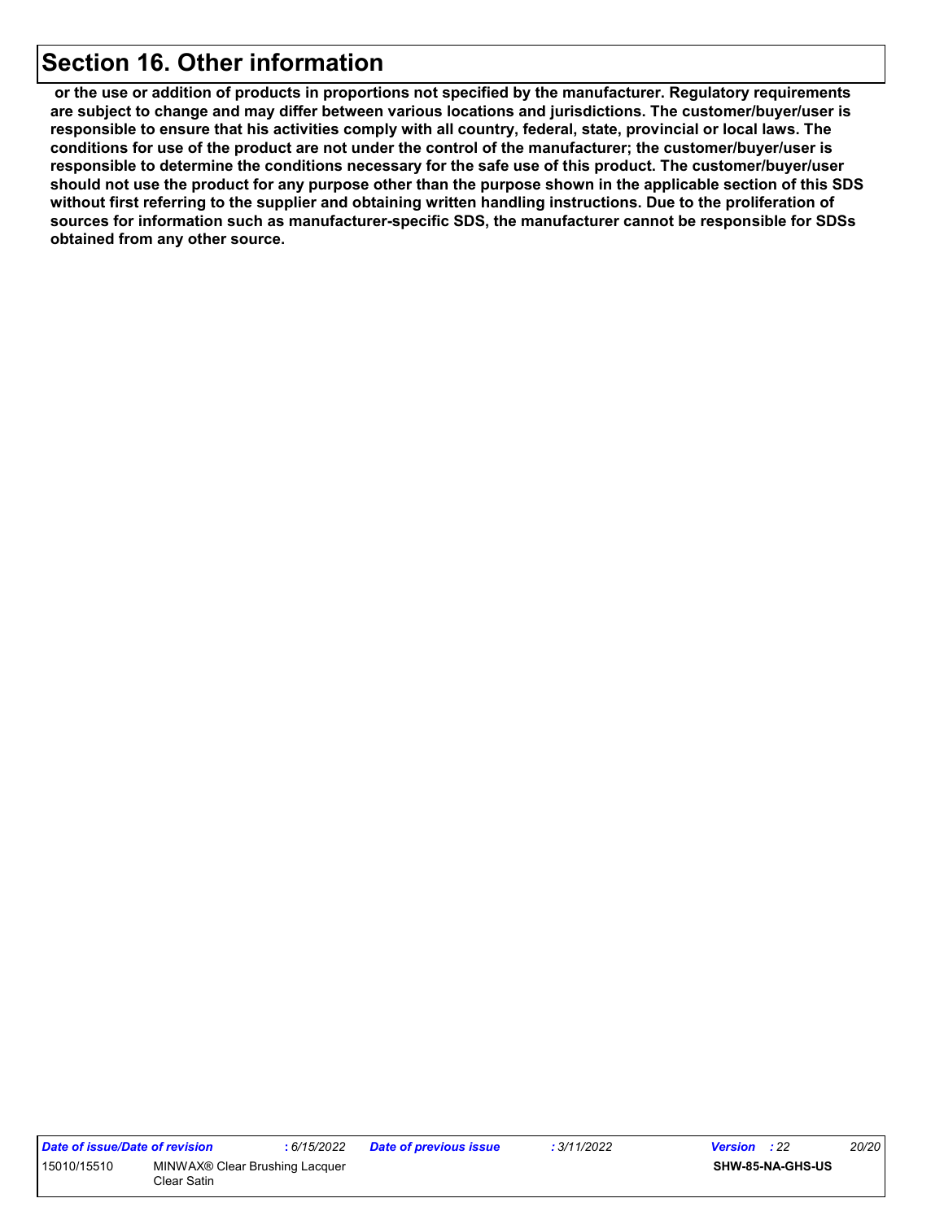## Section 16. Other information

**or the use or addition of products in proportions not specified by the manufacturer. Regulatory requirements are subject to change and may differ between various locations and jurisdictions. The customer/buyer/user is responsible to ensure that his activities comply with all country, federal, state, provincial or local laws. The conditions for use of the product are not under the control of the manufacturer; the customer/buyer/user is responsible to determine the conditions necessary for the safe use of this product. The customer/buyer/user should not use the product for any purpose other than the purpose shown in the applicable section of this SDS without first referring to the supplier and obtaining written handling instructions. Due to the proliferation of sources for information such as manufacturer-specific SDS, the manufacturer cannot be responsible for SDSs obtained from any other source.**